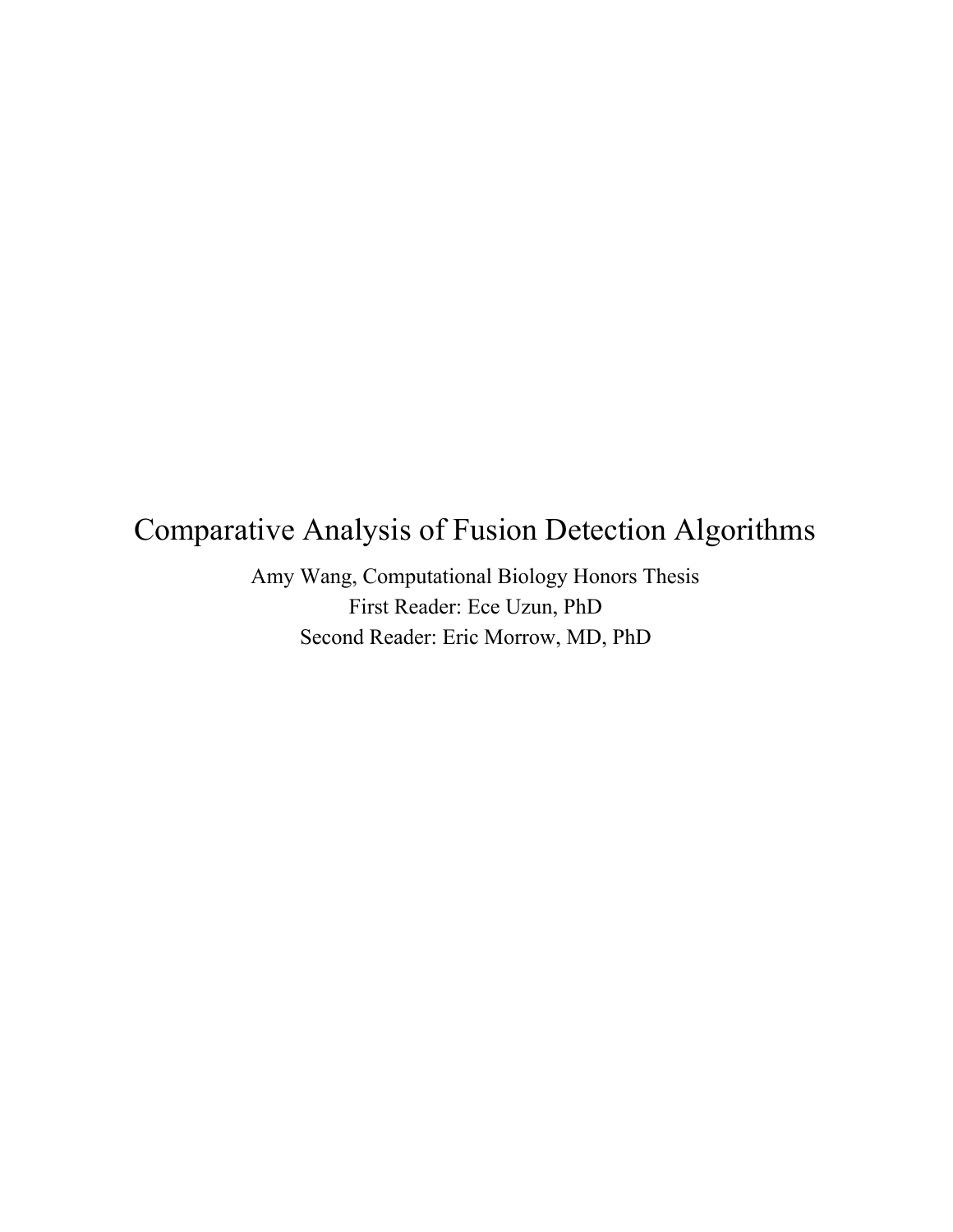# Comparative Analysis of Fusion Detection Algorithms

Amy Wang, Computational Biology Honors Thesis

First Reader: Ece Uzun, PhD

Second Reader: Eric Morrow, MD, PhD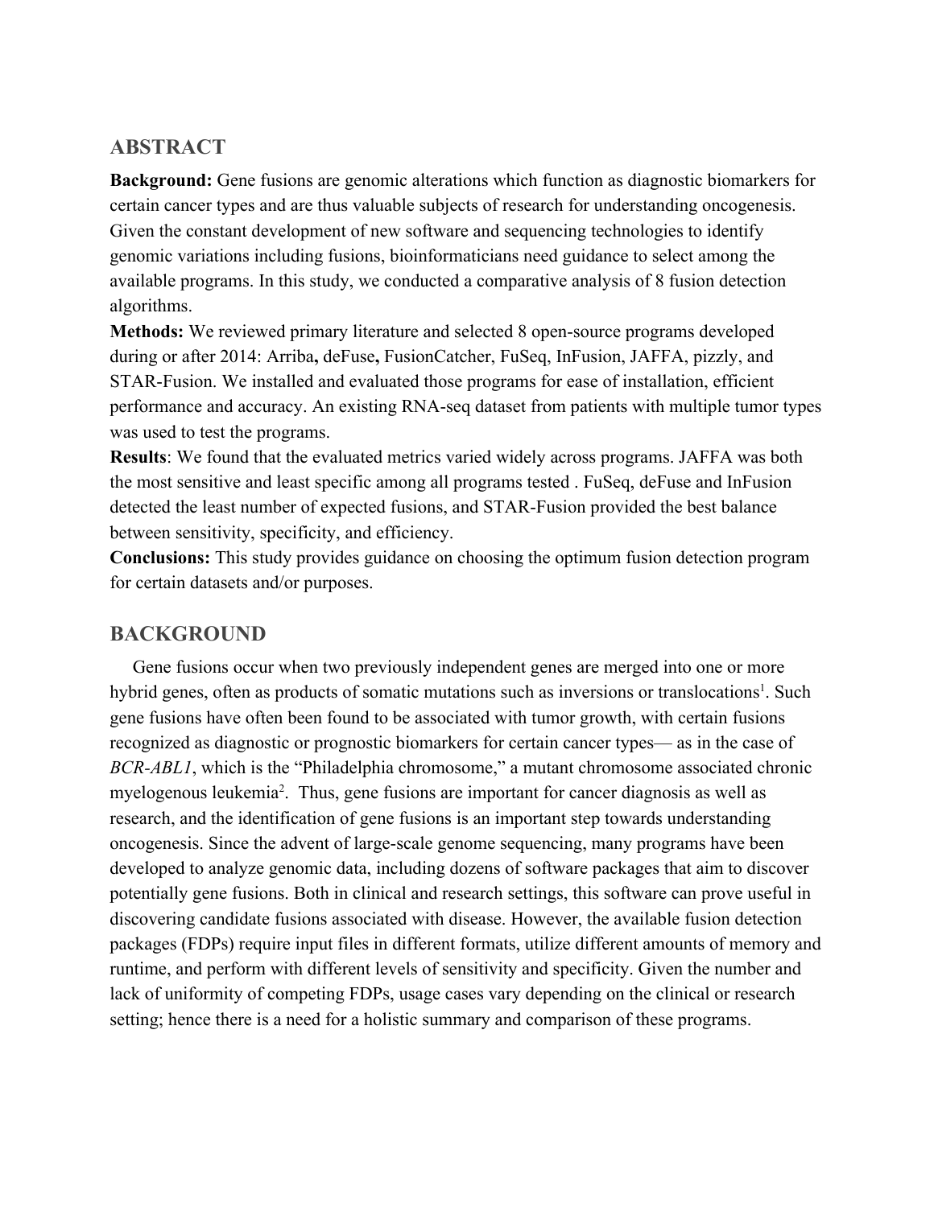## ABSTRACT

**Background:** Gene fusions are genomic alterations which function as diagnostic biomarkers for certain cancer types and are thus valuable subjects of research for understanding oncogenesis. Given the constant development of new software and sequencing technologies to identify genomic variations including fusions, bioinformaticians need guidance to select among the available programs. In this study, we conducted a comparative analysis of 8 fusion detection algorithms.

**Methods:** We reviewed primary literature and selected 8 open-source programs developed during or after 2014: Arriba**,** deFuse**,** FusionCatcher, FuSeq, InFusion, JAFFA, pizzly, and STAR-Fusion. We installed and evaluated those programs for ease of installation, efficient performance and accuracy. An existing RNA-seq dataset from patients with multiple tumor types was used to test the programs.

**Results**: We found that the evaluated metrics varied widely across programs. JAFFA was both the most sensitive and least specific among all programs tested . FuSeq, deFuse and InFusion detected the least number of expected fusions, and STAR-Fusion provided the best balance between sensitivity, specificity, and efficiency.

**Conclusions:** This study provides guidance on choosing the optimum fusion detection program for certain datasets and/or purposes.

## BACKGROUND

Gene fusions occur when two previously independent genes are merged into one or more hybrid genes, often as products of somatic mutations such as inversions or translocations[1]. Such gene fusions have often been found to be associated with tumor growth, with certain fusions recognized as diagnostic or prognostic biomarkers for certain cancer types— as in the case of *BCR-ABL1*, which is the "Philadelphia chromosome," a mutant chromosome associated chronic myelogenous leukemia[2]. Thus, gene fusions are important for cancer diagnosis as well as research, and the identification of gene fusions is an important step towards understanding oncogenesis. Since the advent of large-scale genome sequencing, many programs have been developed to analyze genomic data, including dozens of software packages that aim to discover potentially gene fusions. Both in clinical and research settings, this software can prove useful in discovering candidate fusions associated with disease. However, the available fusion detection packages (FDPs) require input files in different formats, utilize different amounts of memory and runtime, and perform with different levels of sensitivity and specificity. Given the number and lack of uniformity of competing FDPs, usage cases vary depending on the clinical or research setting; hence there is a need for a holistic summary and comparison of these programs.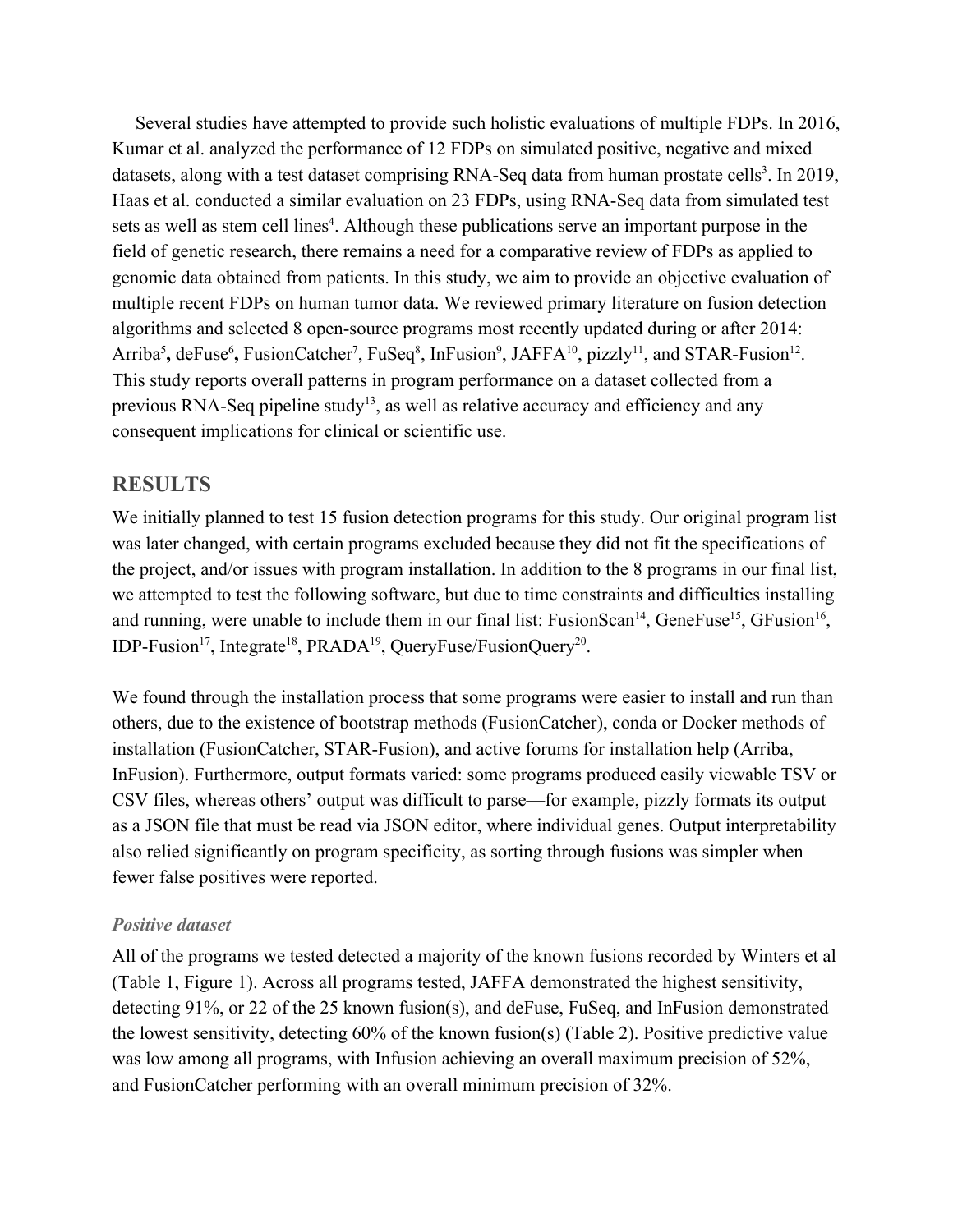Several studies have attempted to provide such holistic evaluations of multiple FDPs. In 2016, Kumar et al. analyzed the performance of 12 FDPs on simulated positive, negative and mixed datasets, along with a test dataset comprising RNA-Seq data from human prostate cells[3]. In 2019, Haas et al. conducted a similar evaluation on 23 FDPs, using RNA-Seq data from simulated test sets as well as stem cell lines[4]. Although these publications serve an important purpose in the field of genetic research, there remains a need for a comparative review of FDPs as applied to genomic data obtained from patients. In this study, we aim to provide an objective evaluation of multiple recent FDPs on human tumor data. We reviewed primary literature on fusion detection algorithms and selected 8 open-source programs most recently updated during or after 2014: Arriba[5]**,** deFuse[6], FusionCatcher[7], FuSeq[8], InFusion[9], JAFFA[10], pizzly[11], and STAR-Fusion[12]. This study reports overall patterns in program performance on a dataset collected from a previous RNA-Seq pipeline study[13], as well as relative accuracy and efficiency and any consequent implications for clinical or scientific use.

## RESULTS

We initially planned to test 15 fusion detection programs for this study. Our original program list was later changed, with certain programs excluded because they did not fit the specifications of the project, and/or issues with program installation. In addition to the 8 programs in our final list, we attempted to test the following software, but due to time constraints and difficulties installing and running, were unable to include them in our final list: FusionScan[14], GeneFuse[15], GFusion[16], IDP-Fusion[17], Integrate[18], PRADA[19], QueryFuse/FusionQuery[20].

We found through the installation process that some programs were easier to install and run than others, due to the existence of bootstrap methods (FusionCatcher), conda or Docker methods of installation (FusionCatcher, STAR-Fusion), and active forums for installation help (Arriba, InFusion). Furthermore, output formats varied: some programs produced easily viewable TSV or CSV files, whereas others' output was difficult to parse—for example, pizzly formats its output as a JSON file that must be read via JSON editor, where individual genes. Output interpretability also relied significantly on program specificity, as sorting through fusions was simpler when fewer false positives were reported.

### *Positive dataset*

All of the programs we tested detected a majority of the known fusions recorded by Winters et al (Table 1, Figure 1). Across all programs tested, JAFFA demonstrated the highest sensitivity, detecting 91%, or 22 of the 25 known fusion(s), and deFuse, FuSeq, and InFusion demonstrated the lowest sensitivity, detecting 60% of the known fusion(s) (Table 2). Positive predictive value was low among all programs, with Infusion achieving an overall maximum precision of 52%, and FusionCatcher performing with an overall minimum precision of 32%.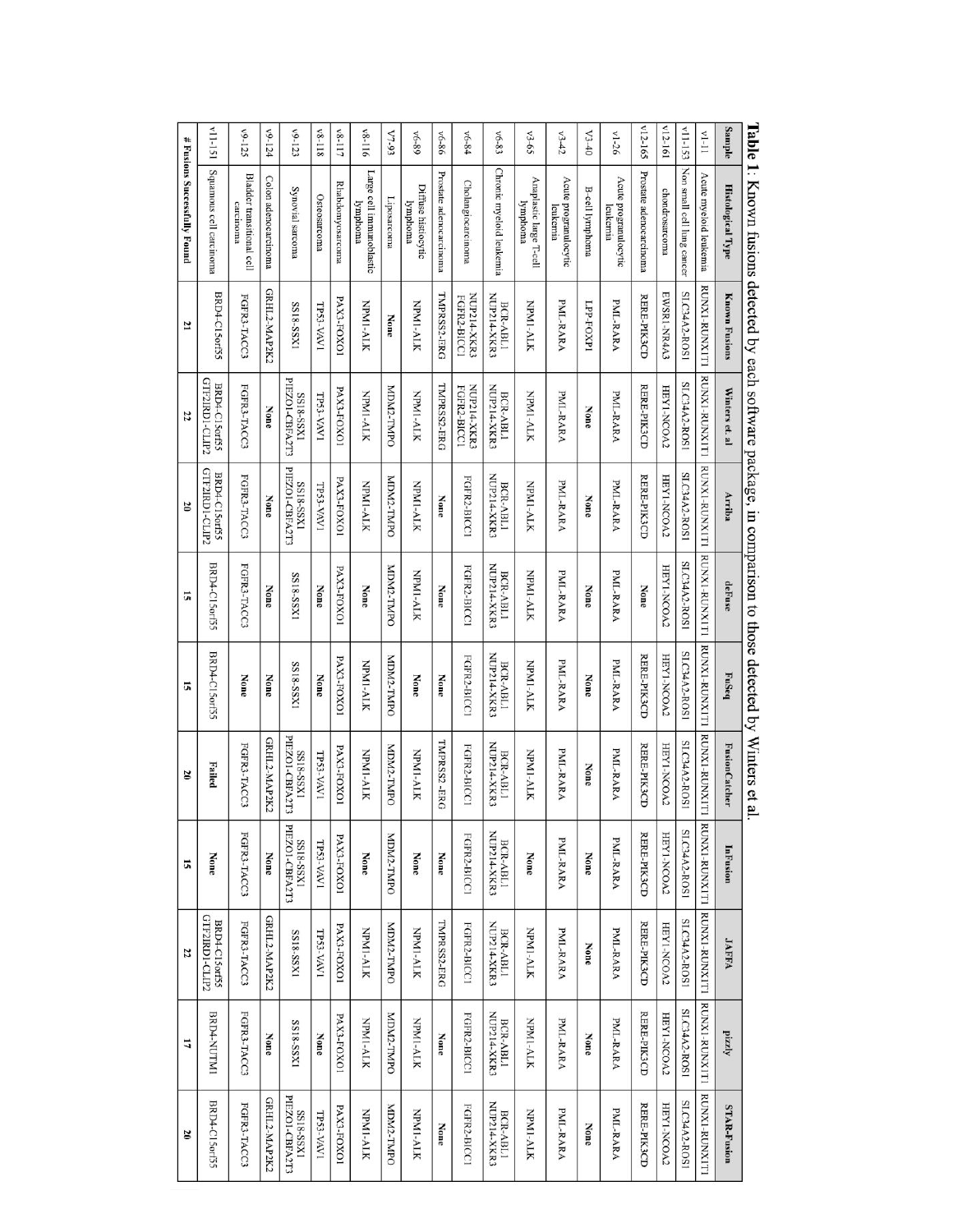**Table 1**: Known fusions detected by each software package, in comparison to those detected by Winters et al.

| Sample | Histological Type | Known Fusions | Winters et. al | Arriba | deFuse | FuSeq | FusionCatcher | InFusion | JAFFA | pizzly | STAR-Fusion |
|---|---|---|---|---|---|---|---|---|---|---|---|
| v1-11 | Acute myeloid leukemia | RUNX1-RUNX1T1 | RUNX1-RUNX1T1 | RUNX1-RUNX1T1 | RUNX1-RUNX1T1 | RUNX1-RUNX1T1 | RUNX1-RUNX1T1 | RUNX1-RUNX1T1 | RUNX1-RUNX1T1 | RUNX1-RUNX1T1 | RUNX1-RUNX1T1 |
| v11-153 | Non small cell lung cancer | SLC34A2-ROS1 | SLC34A2-ROS1 | SLC34A2-ROS1 | SLC34A2-ROS1 | SLC34A2-ROS1 | SLC34A2-ROS1 | SLC34A2-ROS1 | SLC34A2-ROS1 | SLC34A2-ROS1 | SLC34A2-ROS1 |
| v12-161 | chondrosarcoma | EWSR1-NR4A3 | HEY1-NCOA2 | HEY1-NCOA2 | HEY1-NCOA2 | HEY1-NCOA2 | HEY1-NCOA2 | HEY1-NCOA2 | HEY1-NCOA2 | HEY1-NCOA2 | HEY1-NCOA2 |
| v12-165 | Prostate adenocarcinoma | RERE-PIK3CD | RERE-PIK3CD | RERE-PIK3CD | None | RERE-PIK3CD | RERE-PIK3CD | RERE-PIK3CD | RERE-PIK3CD | RERE-PIK3CD | RERE-PIK3CD |
| v1-26 | Acute promyelocytic leukemia | PML-RARA | PML-RARA | PML-RARA | PML-RARA | PML-RARA | PML-RARA | PML-RARA | PML-RARA | PML-RARA | PML-RARA |
| V3-40 | B-cell lymphoma | LPP-FOXP1 | None | None | None | None | None | None | None | None | None |
| v3-42 | Acute promyelocytic leukemia | PML-RARA | PML-RARA | PML-RARA | PML-RARA | PML-RARA | PML-RARA | PML-RARA | PML-RARA | PML-RARA | PML-RARA |
| v3-65 | Anaplastic large T-cell lymphoma | NPM1-ALK | NPM1-ALK | NPM1-ALK | NPM1-ALK | NPM1-ALK | NPM1-ALK | None | NPM1-ALK | NPM1-ALK | NPM1-ALK |
| v5-83 | Chronic myeloid leukemia | BCR-ABL1<br>NUP214-XKR3 | BCR-ABL1<br>NUP214-XKR3 | BCR-ABL1<br>NUP214-XKR3 | BCR-ABL1<br>NUP214-XKR3 | BCR-ABL1<br>NUP214-XKR3 | BCR-ABL1<br>NUP214-XKR3 | BCR-ABL1<br>NUP214-XKR3 | BCR-ABL1<br>NUP214-XKR3 | BCR-ABL1<br>NUP214-XKR3 | BCR-ABL1<br>NUP214-XKR3 |
| v6-84 | Cholangiocarcinoma | NUP214-XKR3<br>FGFR2-BICC1 | NUP214-XKR3<br>FGFR2-BICC1 | FGFR2-BICC1 | FGFR2-BICC1 | FGFR2-BICC1 | FGFR2-BICC1 | FGFR2-BICC1 | FGFR2-BICC1 | FGFR2-BICC1 | FGFR2-BICC1 |
| v6-86 | Prostate adenocarcinoma | TMPRSS2-ERG | TMPRSS2-ERG | None | None | None | TMPRSS2-ERG | None | TMPRSS2-ERG | None | None |
| v6-89 | Diffuse histiocytic lymphoma | NPM1-ALK | NPM1-ALK | NPM1-ALK | NPM1-ALK | None | NPM1-ALK | None | NPM1-ALK | NPM1-ALK | NPM1-ALK |
| V7-93 | Liposarcoma | None | MDM2-TMPO | MDM2-TMPO | MDM2-TMPO | MDM2-TMPO | MDM2-TMPO | MDM2-TMPO | MDM2-TMPO | MDM2-TMPO | MDM2-TMPO |
| v8-116 | Large cell immunoblastic lymphoma | NPM1-ALK | NPM1-ALK | NPM1-ALK | None | NPM1-ALK | NPM1-ALK | None | NPM1-ALK | NPM1-ALK | NPM1-ALK |
| v8-117 | Rhabdomyosarcoma | PAX3-FOXO1 | PAX3-FOXO1 | PAX3-FOXO1 | PAX3-FOXO1 | PAX3-FOXO1 | PAX3-FOXO1 | PAX3-FOXO1 | PAX3-FOXO1 | PAX3-FOXO1 | PAX3-FOXO1 |
| v8-118 | Osteosarcoma | TP53-VAV1 | TP53-VAV1 | TP53-VAV1 | None | None | TP53-VAV1 | TP53-VAV1 | TP53-VAV1 | None | TP53-VAV1 |
| v9-123 | Synovial sarcoma | SS18-SSX1 | SS18-SSX1<br>PIEZO1-CBFA2T3 | SS18-SSX1<br>PIEZO1-CBFA2T3 | SS18-SSX1 | SS18-SSX1 | SS18-SSX1<br>PIEZO1-CBFA2T3 | SS18-SSX1<br>PIEZO1-CBFA2T3 | SS18-SSX1 | SS18-SSX1 | SS18-SSX1<br>PIEZO1-CBFA2T3 |
| v9-124 | Colon adenocarcinoma | GRHL2-MAP2K2 | None | None | None | None | GRHL2-MAP2K2 | None | GRHL2-MAP2K2 | None | GRHL2-MAP2K2 |
| v9-125 | Bladder transitional cell carcinoma | FGFR3-TACC3 | FGFR3-TACC3 | FGFR3-TACC3 | FGFR3-TACC3 | None | FGFR3-TACC3 | FGFR3-TACC3 | FGFR3-TACC3 | FGFR3-TACC3 | FGFR3-TACC3 |
| v11-151 | Squamous cell carcinoma | BRD4-C15orf55 | BRD4-C15orf55<br>GTF2IRD1-CLIP2 | BRD4-C15orf55<br>GTF2IRD1-CLIP2 | BRD4-C15orf55 | BRD4-C15orf55 | Failed | None | BRD4-C15orf55<br>GTF2IRD1-CLIP2 | BRD4-NUTM1 | BRD4-C15orf55 |
| # Fusions Successfully Found | | 21 | 22 | 20 | 15 | 15 | 20 | 15 | 22 | 17 | 20 |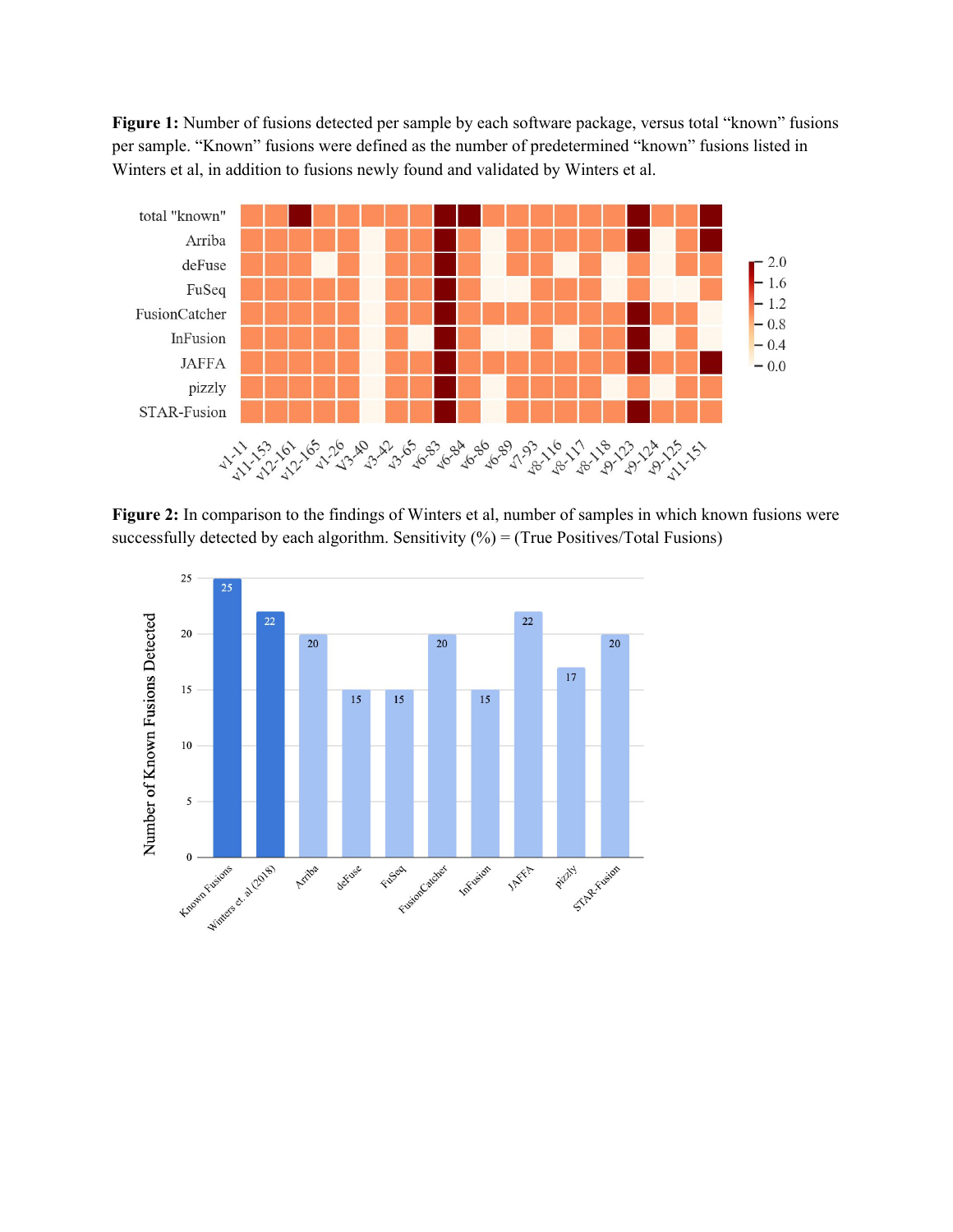**Figure 1:** Number of fusions detected per sample by each software package, versus total "known" fusions per sample. "Known" fusions were defined as the number of predetermined "known" fusions listed in Winters et al, in addition to fusions newly found and validated by Winters et al.

**Figure 2:** In comparison to the findings of Winters et al, number of samples in which known fusions were successfully detected by each algorithm. Sensitivity (%) = (True Positives/Total Fusions)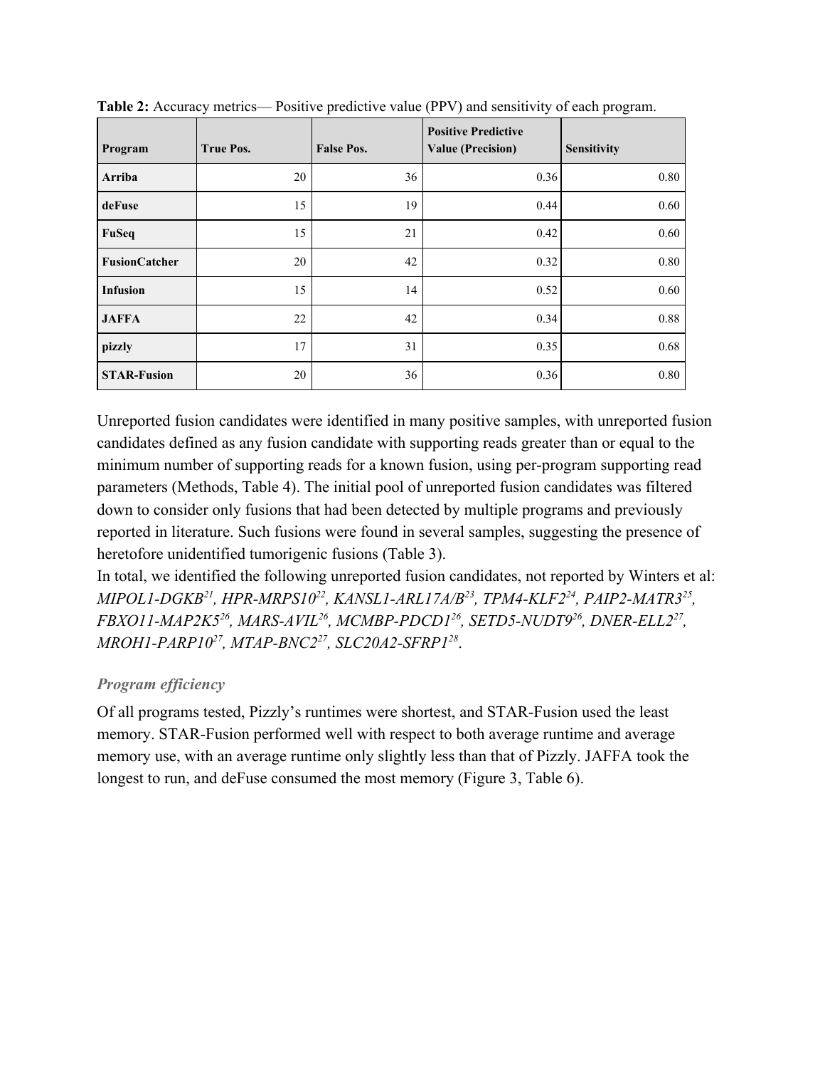**Table 2:** Accuracy metrics— Positive predictive value (PPV) and sensitivity of each program.

| Program | True Pos. | False Pos. | Positive Predictive Value (Precision) | Sensitivity |
|---|---|---|---|---|
| **Arriba** | 20 | 36 | 0.36 | 0.80 |
| **deFuse** | 15 | 19 | 0.44 | 0.60 |
| **FuSeq** | 15 | 21 | 0.42 | 0.60 |
| **FusionCatcher** | 20 | 42 | 0.32 | 0.80 |
| **Infusion** | 15 | 14 | 0.52 | 0.60 |
| **JAFFA** | 22 | 42 | 0.34 | 0.88 |
| **pizzly** | 17 | 31 | 0.35 | 0.68 |
| **STAR-Fusion** | 20 | 36 | 0.36 | 0.80 |

Unreported fusion candidates were identified in many positive samples, with unreported fusion candidates defined as any fusion candidate with supporting reads greater than or equal to the minimum number of supporting reads for a known fusion, using per-program supporting read parameters (Methods, Table 4). The initial pool of unreported fusion candidates was filtered down to consider only fusions that had been detected by multiple programs and previously reported in literature. Such fusions were found in several samples, suggesting the presence of heretofore unidentified tumorigenic fusions (Table 3).

In total, we identified the following unreported fusion candidates, not reported by Winters et al: *MIPOL1-DGKB*[21], *HPR-MRPS10*[22], *KANSL1-ARL17A/B*[23], *TPM4-KLF2*[24], *PAIP2-MATR3*[25], *FBXO11-MAP2K5*[26], *MARS-AVIL*[26], *MCMBP-PDCD1*[26], *SETD5-NUDT9*[26], *DNER-ELL2*[27], *MROH1-PARP10*[27], *MTAP-BNC2*[27], *SLC20A2-SFRP1*[28].

### *Program efficiency*

Of all programs tested, Pizzly's runtimes were shortest, and STAR-Fusion used the least memory. STAR-Fusion performed well with respect to both average runtime and average memory use, with an average runtime only slightly less than that of Pizzly. JAFFA took the longest to run, and deFuse consumed the most memory (Figure 3, Table 6).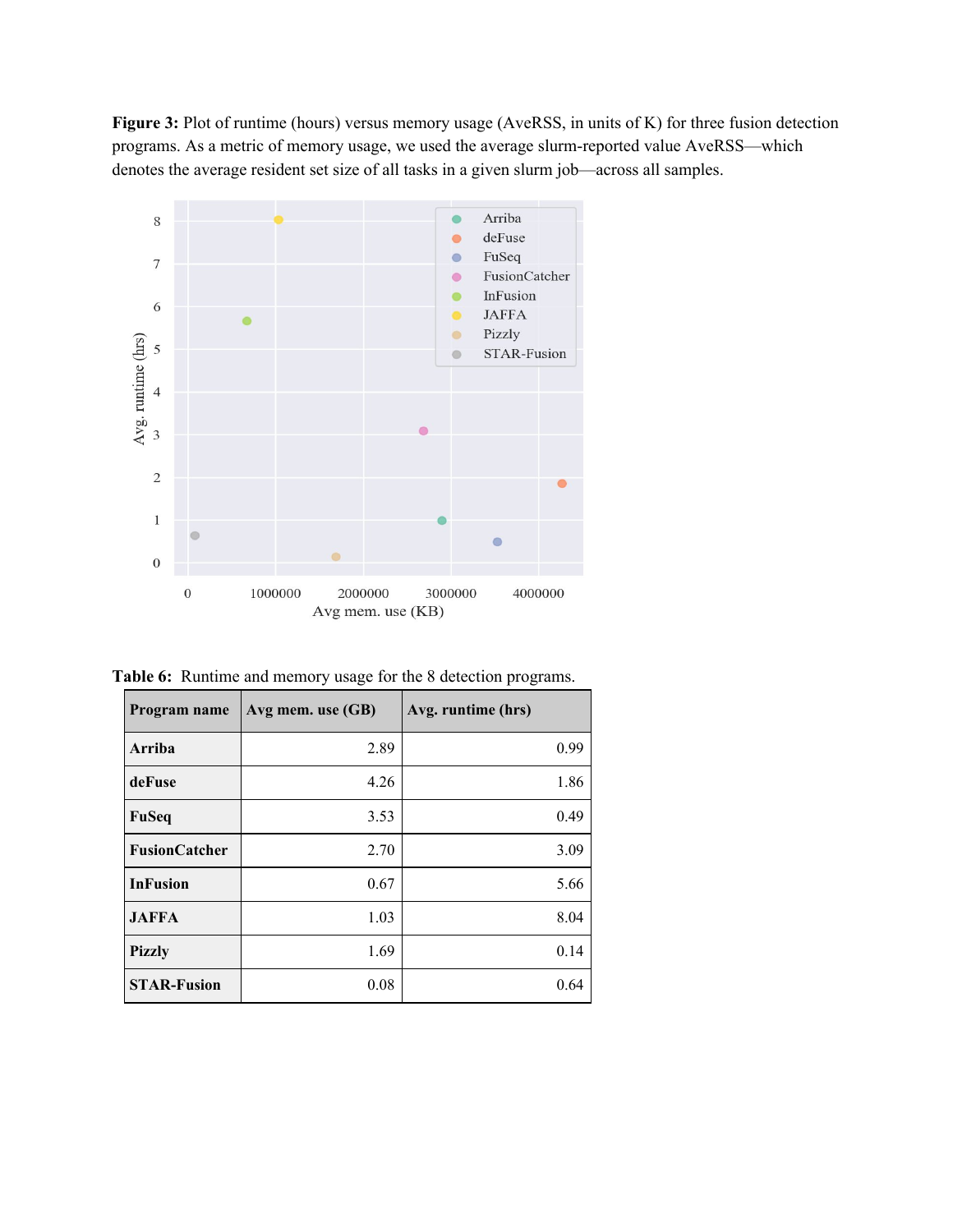**Figure 3:** Plot of runtime (hours) versus memory usage (AveRSS, in units of K) for three fusion detection programs. As a metric of memory usage, we used the average slurm-reported value AveRSS—which denotes the average resident set size of all tasks in a given slurm job—across all samples.

**Table 6:** Runtime and memory usage for the 8 detection programs.

| Program name | Avg mem. use (GB) | Avg. runtime (hrs) |
|---|---|---|
| **Arriba** | 2.89 | 0.99 |
| **deFuse** | 4.26 | 1.86 |
| **FuSeq** | 3.53 | 0.49 |
| **FusionCatcher** | 2.70 | 3.09 |
| **InFusion** | 0.67 | 5.66 |
| **JAFFA** | 1.03 | 8.04 |
| **Pizzly** | 1.69 | 0.14 |
| **STAR-Fusion** | 0.08 | 0.64 |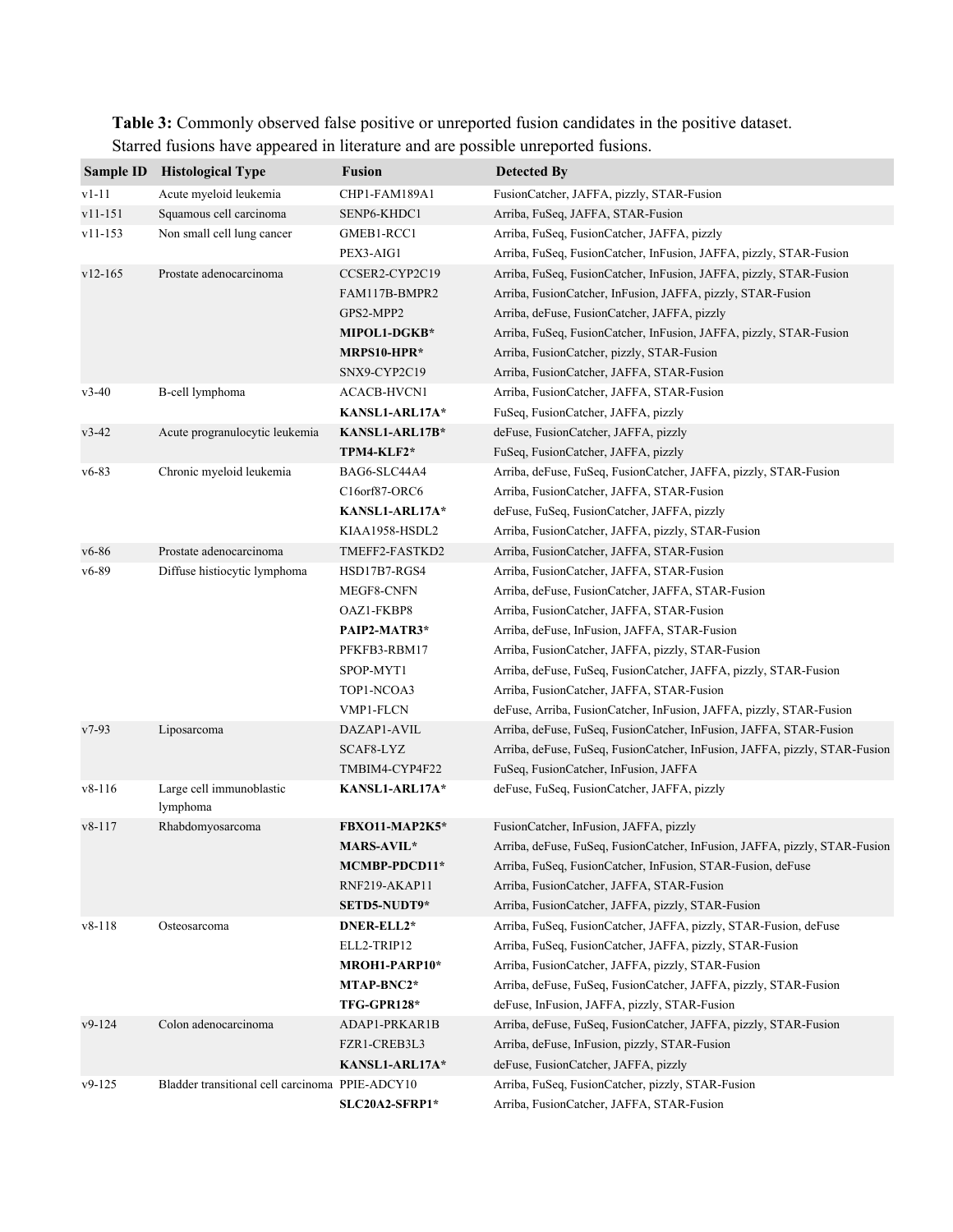**Table 3:** Commonly observed false positive or unreported fusion candidates in the positive dataset. Starred fusions have appeared in literature and are possible unreported fusions.

| Sample ID | Histological Type | Fusion | Detected By |
|---|---|---|---|
| v1-11 | Acute myeloid leukemia | CHP1-FAM189A1 | FusionCatcher, JAFFA, pizzly, STAR-Fusion |
| v11-151 | Squamous cell carcinoma | SENP6-KHDC1 | Arriba, FuSeq, JAFFA, STAR-Fusion |
| v11-153 | Non small cell lung cancer | GMEB1-RCC1 | Arriba, FuSeq, FusionCatcher, JAFFA, pizzly |
| | | PEX3-AIG1 | Arriba, FuSeq, FusionCatcher, InFusion, JAFFA, pizzly, STAR-Fusion |
| v12-165 | Prostate adenocarcinoma | CCSER2-CYP2C19 | Arriba, FuSeq, FusionCatcher, InFusion, JAFFA, pizzly, STAR-Fusion |
| | | FAM117B-BMPR2 | Arriba, FusionCatcher, InFusion, JAFFA, pizzly, STAR-Fusion |
| | | GPS2-MPP2 | Arriba, deFuse, FusionCatcher, JAFFA, pizzly |
| | | **MIPOL1-DGKB*** | Arriba, FuSeq, FusionCatcher, InFusion, JAFFA, pizzly, STAR-Fusion |
| | | **MRPS10-HPR*** | Arriba, FusionCatcher, pizzly, STAR-Fusion |
| | | SNX9-CYP2C19 | Arriba, FusionCatcher, JAFFA, STAR-Fusion |
| v3-40 | B-cell lymphoma | ACACB-HVCN1 | Arriba, FusionCatcher, JAFFA, STAR-Fusion |
| | | **KANSL1-ARL17A*** | FuSeq, FusionCatcher, JAFFA, pizzly |
| v3-42 | Acute progranulocytic leukemia | **KANSL1-ARL17B*** | deFuse, FusionCatcher, JAFFA, pizzly |
| | | **TPM4-KLF2*** | FuSeq, FusionCatcher, JAFFA, pizzly |
| v6-83 | Chronic myeloid leukemia | BAG6-SLC44A4 | Arriba, deFuse, FuSeq, FusionCatcher, JAFFA, pizzly, STAR-Fusion |
| | | C16orf87-ORC6 | Arriba, FusionCatcher, JAFFA, STAR-Fusion |
| | | **KANSL1-ARL17A*** | deFuse, FuSeq, FusionCatcher, JAFFA, pizzly |
| | | KIAA1958-HSDL2 | Arriba, FusionCatcher, JAFFA, pizzly, STAR-Fusion |
| v6-86 | Prostate adenocarcinoma | TMEFF2-FASTKD2 | Arriba, FusionCatcher, JAFFA, STAR-Fusion |
| v6-89 | Diffuse histiocytic lymphoma | HSD17B7-RGS4 | Arriba, FusionCatcher, JAFFA, STAR-Fusion |
| | | MEGF8-CNFN | Arriba, deFuse, FusionCatcher, JAFFA, STAR-Fusion |
| | | OAZ1-FKBP8 | Arriba, FusionCatcher, JAFFA, STAR-Fusion |
| | | **PAIP2-MATR3*** | Arriba, deFuse, InFusion, JAFFA, STAR-Fusion |
| | | PFKFB3-RBM17 | Arriba, FusionCatcher, JAFFA, pizzly, STAR-Fusion |
| | | SPOP-MYT1 | Arriba, deFuse, FuSeq, FusionCatcher, JAFFA, pizzly, STAR-Fusion |
| | | TOP1-NCOA3 | Arriba, FusionCatcher, JAFFA, STAR-Fusion |
| | | VMP1-FLCN | deFuse, Arriba, FusionCatcher, InFusion, JAFFA, pizzly, STAR-Fusion |
| v7-93 | Liposarcoma | DAZAP1-AVIL | Arriba, deFuse, FuSeq, FusionCatcher, InFusion, JAFFA, STAR-Fusion |
| | | SCAF8-LYZ | Arriba, deFuse, FuSeq, FusionCatcher, InFusion, JAFFA, pizzly, STAR-Fusion |
| | | TMBIM4-CYP4F22 | FuSeq, FusionCatcher, InFusion, JAFFA |
| v8-116 | Large cell immunoblastic lymphoma | **KANSL1-ARL17A*** | deFuse, FuSeq, FusionCatcher, JAFFA, pizzly |
| v8-117 | Rhabdomyosarcoma | **FBXO11-MAP2K5*** | FusionCatcher, InFusion, JAFFA, pizzly |
| | | **MARS-AVIL*** | Arriba, deFuse, FuSeq, FusionCatcher, InFusion, JAFFA, pizzly, STAR-Fusion |
| | | **MCMBP-PDCD11*** | Arriba, FuSeq, FusionCatcher, InFusion, STAR-Fusion, deFuse |
| | | RNF219-AKAP11 | Arriba, FusionCatcher, JAFFA, STAR-Fusion |
| | | **SETD5-NUDT9*** | Arriba, FusionCatcher, JAFFA, pizzly, STAR-Fusion |
| v8-118 | Osteosarcoma | **DNER-ELL2*** | Arriba, FuSeq, FusionCatcher, JAFFA, pizzly, STAR-Fusion, deFuse |
| | | ELL2-TRIP12 | Arriba, FuSeq, FusionCatcher, JAFFA, pizzly, STAR-Fusion |
| | | **MROH1-PARP10*** | Arriba, FusionCatcher, JAFFA, pizzly, STAR-Fusion |
| | | **MTAP-BNC2*** | Arriba, deFuse, FuSeq, FusionCatcher, JAFFA, pizzly, STAR-Fusion |
| | | **TFG-GPR128*** | deFuse, InFusion, JAFFA, pizzly, STAR-Fusion |
| v9-124 | Colon adenocarcinoma | ADAP1-PRKAR1B | Arriba, deFuse, FuSeq, FusionCatcher, JAFFA, pizzly, STAR-Fusion |
| | | FZR1-CREB3L3 | Arriba, deFuse, InFusion, pizzly, STAR-Fusion |
| | | **KANSL1-ARL17A*** | deFuse, FusionCatcher, JAFFA, pizzly |
| v9-125 | Bladder transitional cell carcinoma | PPIE-ADCY10 | Arriba, FuSeq, FusionCatcher, pizzly, STAR-Fusion |
| | | **SLC20A2-SFRP1*** | Arriba, FusionCatcher, JAFFA, STAR-Fusion |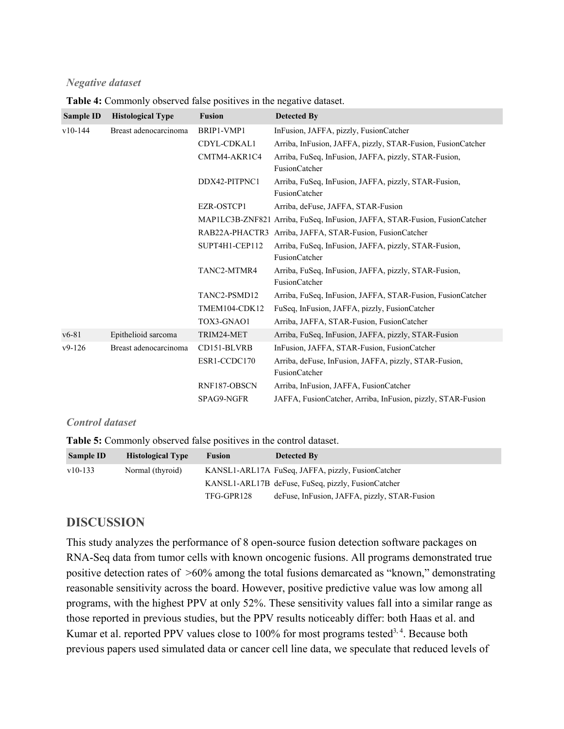### *Negative dataset*

**Table 4:** Commonly observed false positives in the negative dataset.

| Sample ID | Histological Type | Fusion | Detected By |
|---|---|---|---|
| v10-144 | Breast adenocarcinoma | BRIP1-VMP1 | InFusion, JAFFA, pizzly, FusionCatcher |
| | | CDYL-CDKAL1 | Arriba, InFusion, JAFFA, pizzly, STAR-Fusion, FusionCatcher |
| | | CMTM4-AKR1C4 | Arriba, FuSeq, InFusion, JAFFA, pizzly, STAR-Fusion, FusionCatcher |
| | | DDX42-PITPNC1 | Arriba, FuSeq, InFusion, JAFFA, pizzly, STAR-Fusion, FusionCatcher |
| | | EZR-OSTCP1 | Arriba, deFuse, JAFFA, STAR-Fusion |
| | | MAP1LC3B-ZNF821 | Arriba, FuSeq, InFusion, JAFFA, STAR-Fusion, FusionCatcher |
| | | RAB22A-PHACTR3 | Arriba, JAFFA, STAR-Fusion, FusionCatcher |
| | | SUPT4H1-CEP112 | Arriba, FuSeq, InFusion, JAFFA, pizzly, STAR-Fusion, FusionCatcher |
| | | TANC2-MTMR4 | Arriba, FuSeq, InFusion, JAFFA, pizzly, STAR-Fusion, FusionCatcher |
| | | TANC2-PSMD12 | Arriba, FuSeq, InFusion, JAFFA, STAR-Fusion, FusionCatcher |
| | | TMEM104-CDK12 | FuSeq, InFusion, JAFFA, pizzly, FusionCatcher |
| | | TOX3-GNAO1 | Arriba, JAFFA, STAR-Fusion, FusionCatcher |
| v6-81 | Epithelioid sarcoma | TRIM24-MET | Arriba, FuSeq, InFusion, JAFFA, pizzly, STAR-Fusion |
| v9-126 | Breast adenocarcinoma | CD151-BLVRB | InFusion, JAFFA, STAR-Fusion, FusionCatcher |
| | | ESR1-CCDC170 | Arriba, deFuse, InFusion, JAFFA, pizzly, STAR-Fusion, FusionCatcher |
| | | RNF187-OBSCN | Arriba, InFusion, JAFFA, FusionCatcher |
| | | SPAG9-NGFR | JAFFA, FusionCatcher, Arriba, InFusion, pizzly, STAR-Fusion |

### *Control dataset*

**Table 5:** Commonly observed false positives in the control dataset.

| Sample ID | Histological Type | Fusion | Detected By |
|---|---|---|---|
| v10-133 | Normal (thyroid) | KANSL1-ARL17A | FuSeq, JAFFA, pizzly, FusionCatcher |
| | | KANSL1-ARL17B | deFuse, FuSeq, pizzly, FusionCatcher |
| | | TFG-GPR128 | deFuse, InFusion, JAFFA, pizzly, STAR-Fusion |

## DISCUSSION

This study analyzes the performance of 8 open-source fusion detection software packages on RNA-Seq data from tumor cells with known oncogenic fusions. All programs demonstrated true positive detection rates of >60% among the total fusions demarcated as "known," demonstrating reasonable sensitivity across the board. However, positive predictive value was low among all programs, with the highest PPV at only 52%. These sensitivity values fall into a similar range as those reported in previous studies, but the PPV results noticeably differ: both Haas et al. and Kumar et al. reported PPV values close to 100% for most programs tested[3, 4]. Because both previous papers used simulated data or cancer cell line data, we speculate that reduced levels of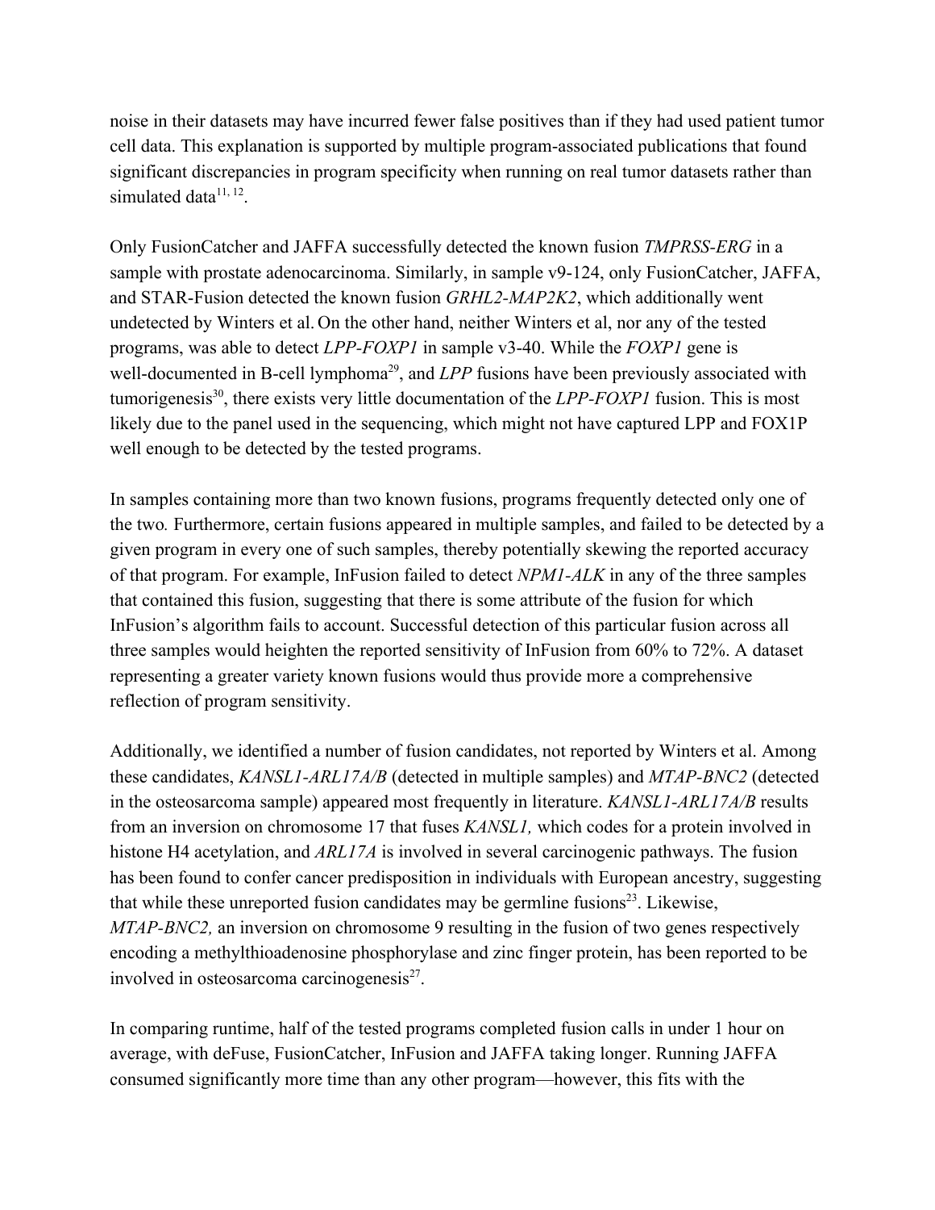noise in their datasets may have incurred fewer false positives than if they had used patient tumor cell data. This explanation is supported by multiple program-associated publications that found significant discrepancies in program specificity when running on real tumor datasets rather than simulated data[11, 12].

Only FusionCatcher and JAFFA successfully detected the known fusion *TMPRSS-ERG* in a sample with prostate adenocarcinoma. Similarly, in sample v9-124, only FusionCatcher, JAFFA, and STAR-Fusion detected the known fusion *GRHL2-MAP2K2*, which additionally went undetected by Winters et al. On the other hand, neither Winters et al, nor any of the tested programs, was able to detect *LPP-FOXP1* in sample v3-40. While the *FOXP1* gene is well-documented in B-cell lymphoma[29], and *LPP* fusions have been previously associated with tumorigenesis[30], there exists very little documentation of the *LPP-FOXP1* fusion. This is most likely due to the panel used in the sequencing, which might not have captured LPP and FOX1P well enough to be detected by the tested programs.

In samples containing more than two known fusions, programs frequently detected only one of the two. Furthermore, certain fusions appeared in multiple samples, and failed to be detected by a given program in every one of such samples, thereby potentially skewing the reported accuracy of that program. For example, InFusion failed to detect *NPM1-ALK* in any of the three samples that contained this fusion, suggesting that there is some attribute of the fusion for which InFusion's algorithm fails to account. Successful detection of this particular fusion across all three samples would heighten the reported sensitivity of InFusion from 60% to 72%. A dataset representing a greater variety known fusions would thus provide more a comprehensive reflection of program sensitivity.

Additionally, we identified a number of fusion candidates, not reported by Winters et al. Among these candidates, *KANSL1-ARL17A/B* (detected in multiple samples) and *MTAP-BNC2* (detected in the osteosarcoma sample) appeared most frequently in literature. *KANSL1-ARL17A/B* results from an inversion on chromosome 17 that fuses *KANSL1,* which codes for a protein involved in histone H4 acetylation, and *ARL17A* is involved in several carcinogenic pathways. The fusion has been found to confer cancer predisposition in individuals with European ancestry, suggesting that while these unreported fusion candidates may be germline fusions[23]. Likewise, *MTAP-BNC2,* an inversion on chromosome 9 resulting in the fusion of two genes respectively encoding a methylthioadenosine phosphorylase and zinc finger protein, has been reported to be involved in osteosarcoma carcinogenesis[27].

In comparing runtime, half of the tested programs completed fusion calls in under 1 hour on average, with deFuse, FusionCatcher, InFusion and JAFFA taking longer. Running JAFFA consumed significantly more time than any other program—however, this fits with the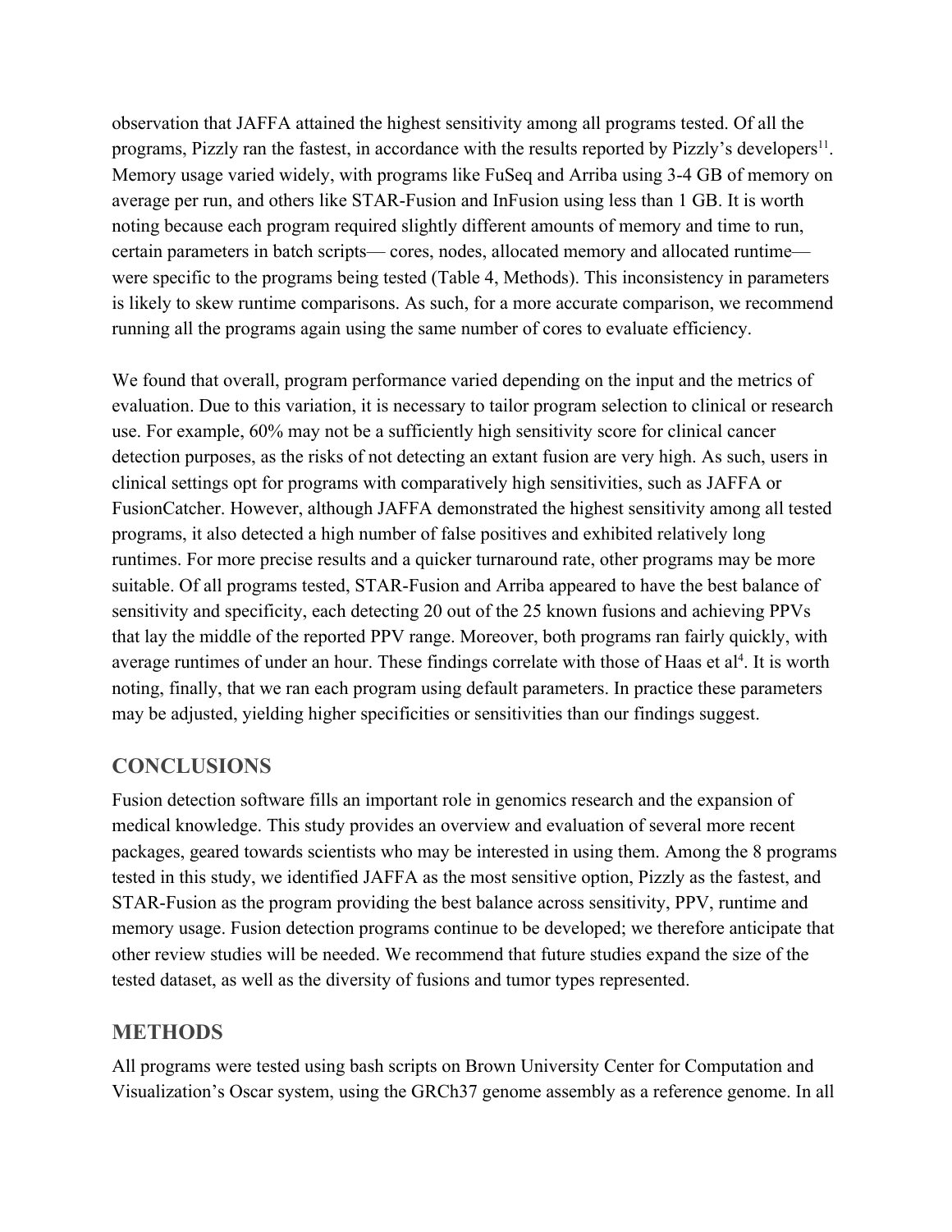observation that JAFFA attained the highest sensitivity among all programs tested. Of all the programs, Pizzly ran the fastest, in accordance with the results reported by Pizzly's developers[11]. Memory usage varied widely, with programs like FuSeq and Arriba using 3-4 GB of memory on average per run, and others like STAR-Fusion and InFusion using less than 1 GB. It is worth noting because each program required slightly different amounts of memory and time to run, certain parameters in batch scripts— cores, nodes, allocated memory and allocated runtime— were specific to the programs being tested (Table 4, Methods). This inconsistency in parameters is likely to skew runtime comparisons. As such, for a more accurate comparison, we recommend running all the programs again using the same number of cores to evaluate efficiency.

We found that overall, program performance varied depending on the input and the metrics of evaluation. Due to this variation, it is necessary to tailor program selection to clinical or research use. For example, 60% may not be a sufficiently high sensitivity score for clinical cancer detection purposes, as the risks of not detecting an extant fusion are very high. As such, users in clinical settings opt for programs with comparatively high sensitivities, such as JAFFA or FusionCatcher. However, although JAFFA demonstrated the highest sensitivity among all tested programs, it also detected a high number of false positives and exhibited relatively long runtimes. For more precise results and a quicker turnaround rate, other programs may be more suitable. Of all programs tested, STAR-Fusion and Arriba appeared to have the best balance of sensitivity and specificity, each detecting 20 out of the 25 known fusions and achieving PPVs that lay the middle of the reported PPV range. Moreover, both programs ran fairly quickly, with average runtimes of under an hour. These findings correlate with those of Haas et al[4]. It is worth noting, finally, that we ran each program using default parameters. In practice these parameters may be adjusted, yielding higher specificities or sensitivities than our findings suggest.

## CONCLUSIONS

Fusion detection software fills an important role in genomics research and the expansion of medical knowledge. This study provides an overview and evaluation of several more recent packages, geared towards scientists who may be interested in using them. Among the 8 programs tested in this study, we identified JAFFA as the most sensitive option, Pizzly as the fastest, and STAR-Fusion as the program providing the best balance across sensitivity, PPV, runtime and memory usage. Fusion detection programs continue to be developed; we therefore anticipate that other review studies will be needed. We recommend that future studies expand the size of the tested dataset, as well as the diversity of fusions and tumor types represented.

## METHODS

All programs were tested using bash scripts on Brown University Center for Computation and Visualization's Oscar system, using the GRCh37 genome assembly as a reference genome. In all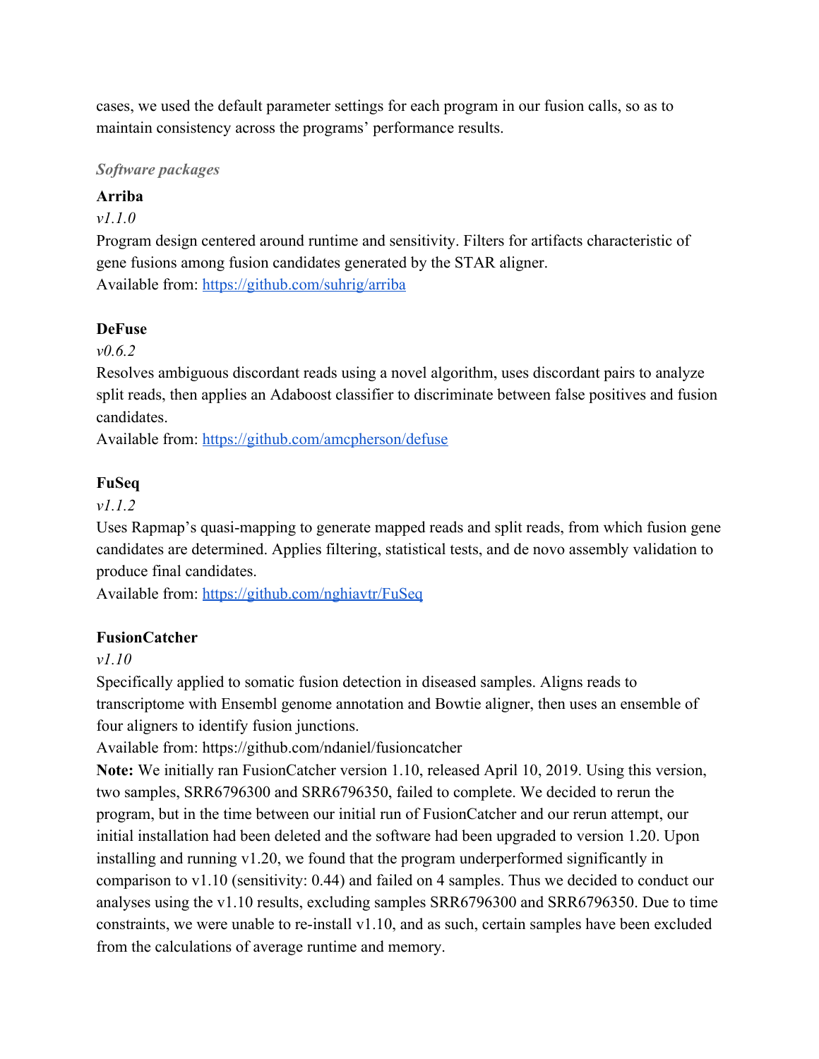cases, we used the default parameter settings for each program in our fusion calls, so as to maintain consistency across the programs' performance results.

### *Software packages*

**Arriba**

*v1.1.0*

Program design centered around runtime and sensitivity. Filters for artifacts characteristic of gene fusions among fusion candidates generated by the STAR aligner.
Available from: https://github.com/suhrig/arriba

**DeFuse**

*v0.6.2*

Resolves ambiguous discordant reads using a novel algorithm, uses discordant pairs to analyze split reads, then applies an Adaboost classifier to discriminate between false positives and fusion candidates.
Available from: https://github.com/amcpherson/defuse

**FuSeq**

*v1.1.2*

Uses Rapmap's quasi-mapping to generate mapped reads and split reads, from which fusion gene candidates are determined. Applies filtering, statistical tests, and de novo assembly validation to produce final candidates.
Available from: https://github.com/nghiavtr/FuSeq

**FusionCatcher**

*v1.10*

Specifically applied to somatic fusion detection in diseased samples. Aligns reads to transcriptome with Ensembl genome annotation and Bowtie aligner, then uses an ensemble of four aligners to identify fusion junctions.
Available from: https://github.com/ndaniel/fusioncatcher
**Note:** We initially ran FusionCatcher version 1.10, released April 10, 2019. Using this version, two samples, SRR6796300 and SRR6796350, failed to complete. We decided to rerun the program, but in the time between our initial run of FusionCatcher and our rerun attempt, our initial installation had been deleted and the software had been upgraded to version 1.20. Upon installing and running v1.20, we found that the program underperformed significantly in comparison to v1.10 (sensitivity: 0.44) and failed on 4 samples. Thus we decided to conduct our analyses using the v1.10 results, excluding samples SRR6796300 and SRR6796350. Due to time constraints, we were unable to re-install v1.10, and as such, certain samples have been excluded from the calculations of average runtime and memory.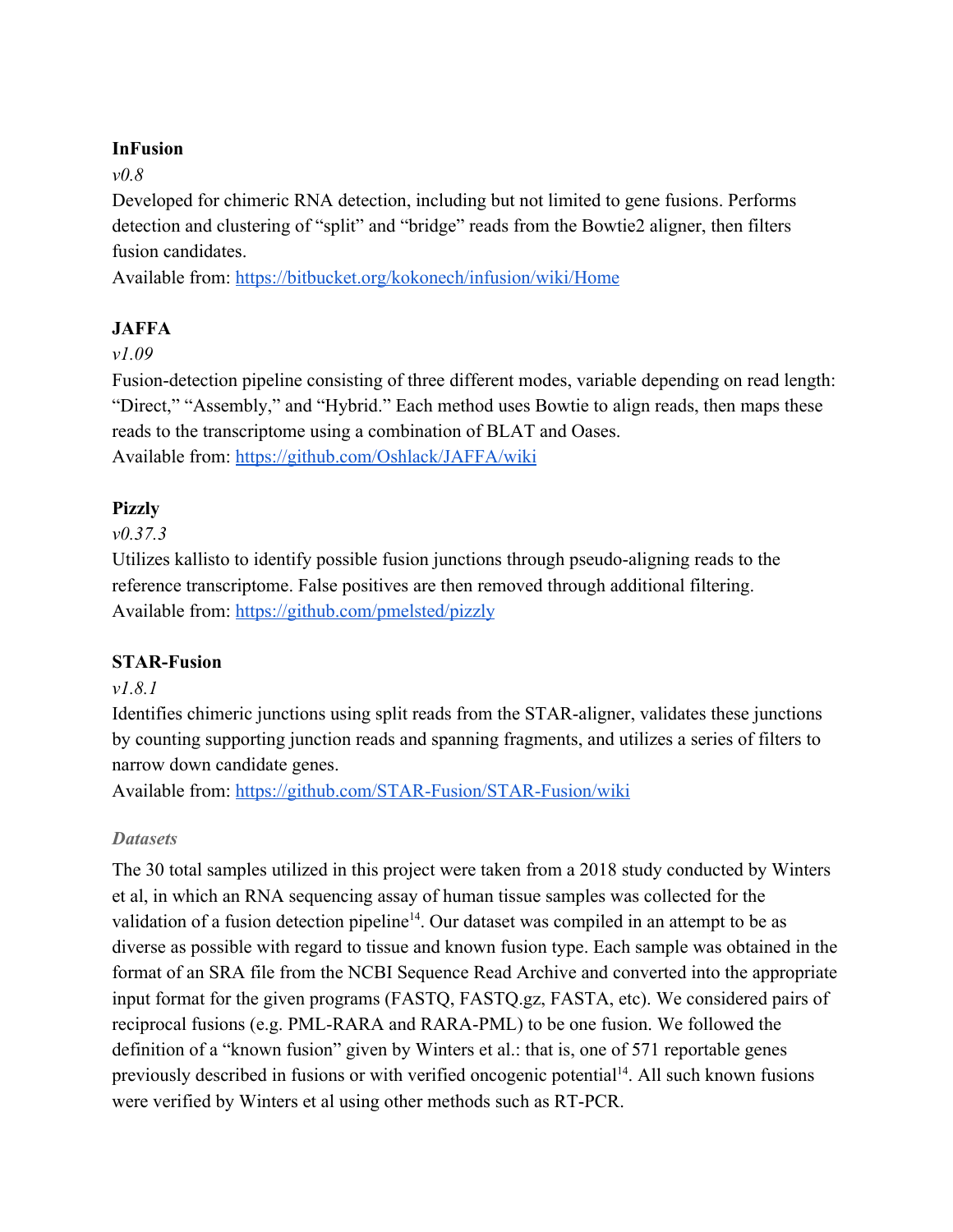**InFusion**

*v0.8*

Developed for chimeric RNA detection, including but not limited to gene fusions. Performs detection and clustering of "split" and "bridge" reads from the Bowtie2 aligner, then filters fusion candidates.

Available from: https://bitbucket.org/kokonech/infusion/wiki/Home

**JAFFA**

*v1.09*

Fusion-detection pipeline consisting of three different modes, variable depending on read length: "Direct," "Assembly," and "Hybrid." Each method uses Bowtie to align reads, then maps these reads to the transcriptome using a combination of BLAT and Oases.

Available from: https://github.com/Oshlack/JAFFA/wiki

**Pizzly**

*v0.37.3*

Utilizes kallisto to identify possible fusion junctions through pseudo-aligning reads to the reference transcriptome. False positives are then removed through additional filtering.

Available from: https://github.com/pmelsted/pizzly

**STAR-Fusion**

*v1.8.1*

Identifies chimeric junctions using split reads from the STAR-aligner, validates these junctions by counting supporting junction reads and spanning fragments, and utilizes a series of filters to narrow down candidate genes.

Available from: https://github.com/STAR-Fusion/STAR-Fusion/wiki

### *Datasets*

The 30 total samples utilized in this project were taken from a 2018 study conducted by Winters et al, in which an RNA sequencing assay of human tissue samples was collected for the validation of a fusion detection pipeline[14]. Our dataset was compiled in an attempt to be as diverse as possible with regard to tissue and known fusion type. Each sample was obtained in the format of an SRA file from the NCBI Sequence Read Archive and converted into the appropriate input format for the given programs (FASTQ, FASTQ.gz, FASTA, etc). We considered pairs of reciprocal fusions (e.g. PML-RARA and RARA-PML) to be one fusion. We followed the definition of a "known fusion" given by Winters et al.: that is, one of 571 reportable genes previously described in fusions or with verified oncogenic potential[14]. All such known fusions were verified by Winters et al using other methods such as RT-PCR.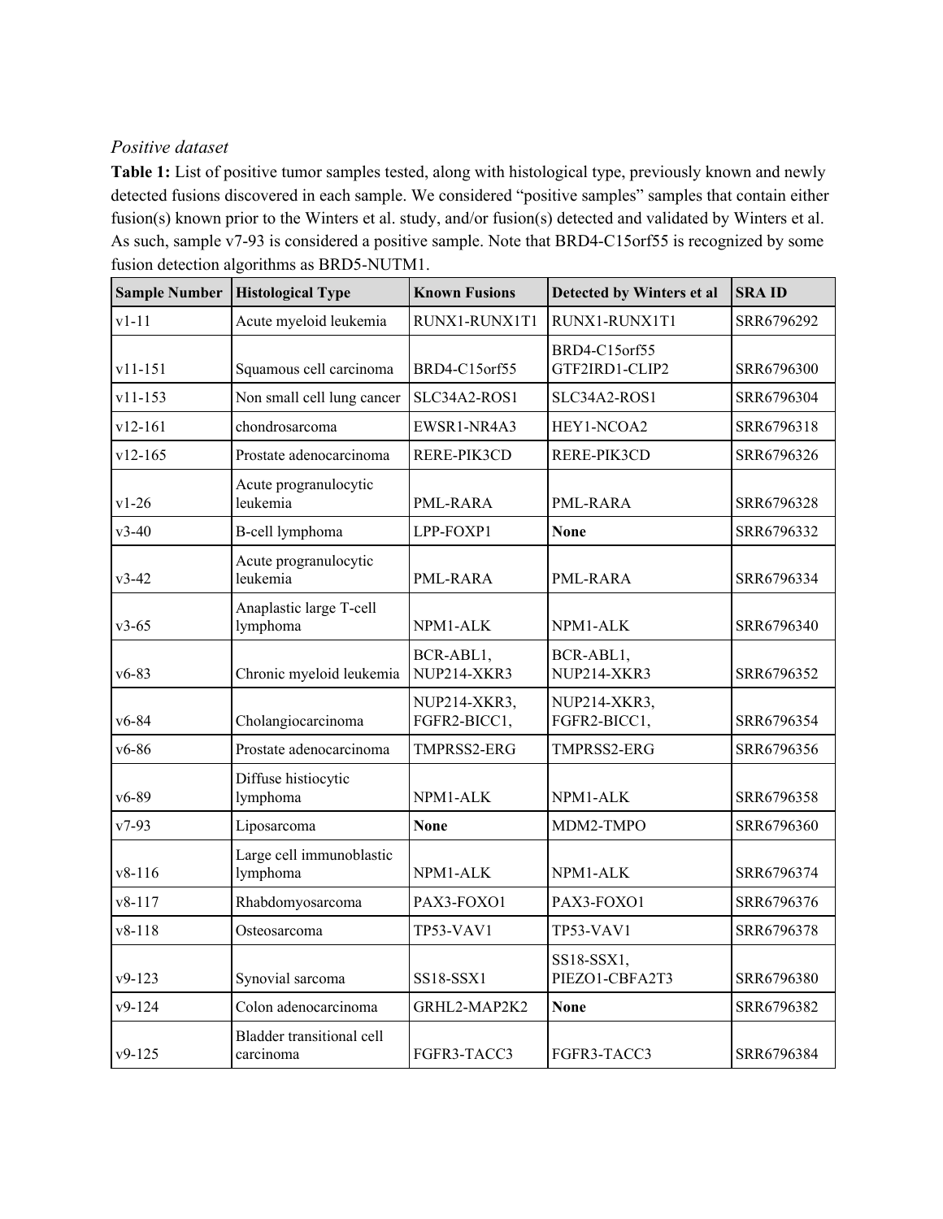*Positive dataset*

**Table 1:** List of positive tumor samples tested, along with histological type, previously known and newly detected fusions discovered in each sample. We considered "positive samples" samples that contain either fusion(s) known prior to the Winters et al. study, and/or fusion(s) detected and validated by Winters et al. As such, sample v7-93 is considered a positive sample. Note that BRD4-C15orf55 is recognized by some fusion detection algorithms as BRD5-NUTM1.

| Sample Number | Histological Type | Known Fusions | Detected by Winters et al | SRA ID |
|---|---|---|---|---|
| v1-11 | Acute myeloid leukemia | RUNX1-RUNX1T1 | RUNX1-RUNX1T1 | SRR6796292 |
| v11-151 | Squamous cell carcinoma | BRD4-C15orf55 | BRD4-C15orf55 GTF2IRD1-CLIP2 | SRR6796300 |
| v11-153 | Non small cell lung cancer | SLC34A2-ROS1 | SLC34A2-ROS1 | SRR6796304 |
| v12-161 | chondrosarcoma | EWSR1-NR4A3 | HEY1-NCOA2 | SRR6796318 |
| v12-165 | Prostate adenocarcinoma | RERE-PIK3CD | RERE-PIK3CD | SRR6796326 |
| v1-26 | Acute progranulocytic leukemia | PML-RARA | PML-RARA | SRR6796328 |
| v3-40 | B-cell lymphoma | LPP-FOXP1 | **None** | SRR6796332 |
| v3-42 | Acute progranulocytic leukemia | PML-RARA | PML-RARA | SRR6796334 |
| v3-65 | Anaplastic large T-cell lymphoma | NPM1-ALK | NPM1-ALK | SRR6796340 |
| v6-83 | Chronic myeloid leukemia | BCR-ABL1, NUP214-XKR3 | BCR-ABL1, NUP214-XKR3 | SRR6796352 |
| v6-84 | Cholangiocarcinoma | NUP214-XKR3, FGFR2-BICC1, | NUP214-XKR3, FGFR2-BICC1, | SRR6796354 |
| v6-86 | Prostate adenocarcinoma | TMPRSS2-ERG | TMPRSS2-ERG | SRR6796356 |
| v6-89 | Diffuse histiocytic lymphoma | NPM1-ALK | NPM1-ALK | SRR6796358 |
| v7-93 | Liposarcoma | **None** | MDM2-TMPO | SRR6796360 |
| v8-116 | Large cell immunoblastic lymphoma | NPM1-ALK | NPM1-ALK | SRR6796374 |
| v8-117 | Rhabdomyosarcoma | PAX3-FOXO1 | PAX3-FOXO1 | SRR6796376 |
| v8-118 | Osteosarcoma | TP53-VAV1 | TP53-VAV1 | SRR6796378 |
| v9-123 | Synovial sarcoma | SS18-SSX1 | SS18-SSX1, PIEZO1-CBFA2T3 | SRR6796380 |
| v9-124 | Colon adenocarcinoma | GRHL2-MAP2K2 | **None** | SRR6796382 |
| v9-125 | Bladder transitional cell carcinoma | FGFR3-TACC3 | FGFR3-TACC3 | SRR6796384 |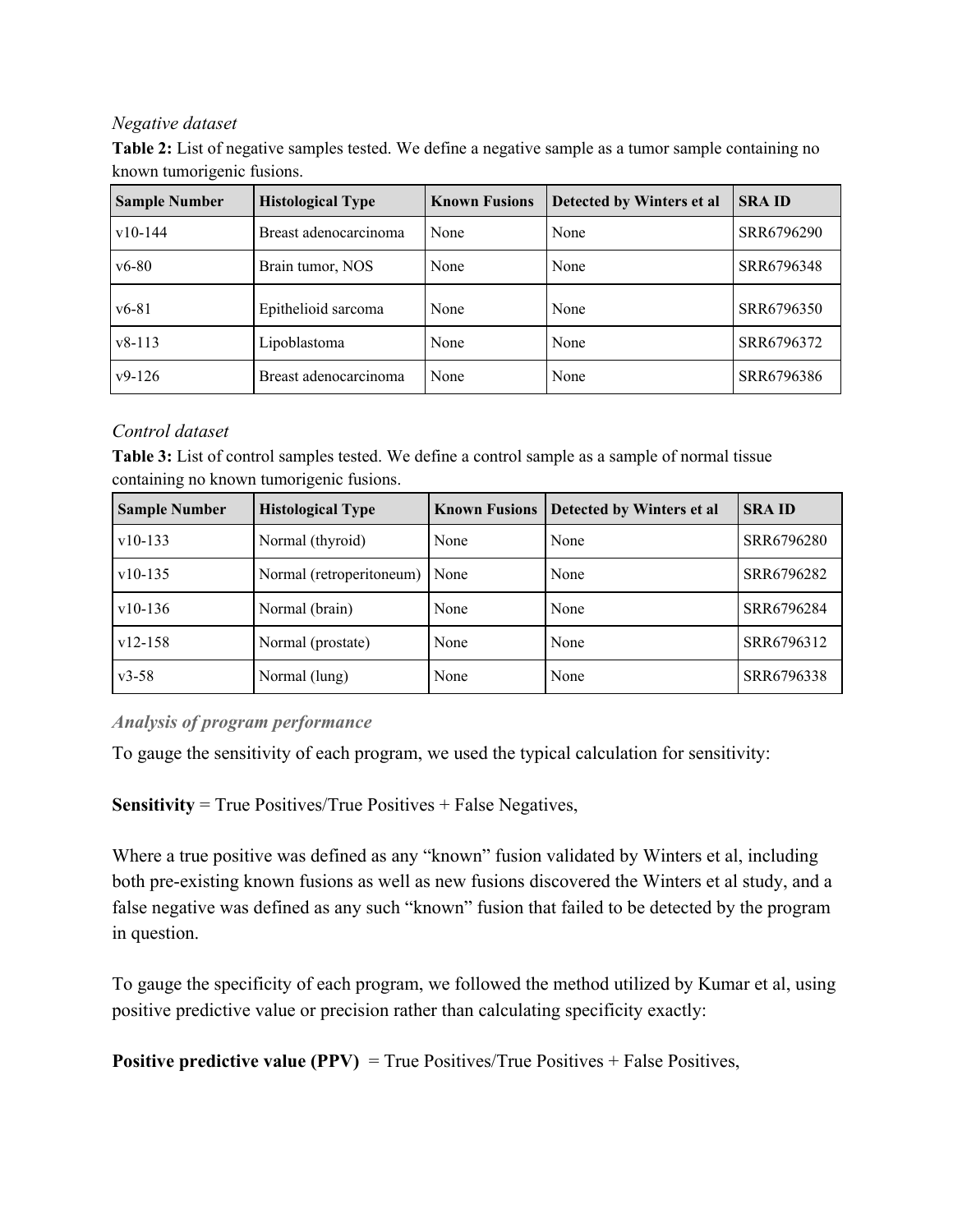*Negative dataset*

**Table 2:** List of negative samples tested. We define a negative sample as a tumor sample containing no known tumorigenic fusions.

| Sample Number | Histological Type | Known Fusions | Detected by Winters et al | SRA ID |
|---|---|---|---|---|
| v10-144 | Breast adenocarcinoma | None | None | SRR6796290 |
| v6-80 | Brain tumor, NOS | None | None | SRR6796348 |
| v6-81 | Epithelioid sarcoma | None | None | SRR6796350 |
| v8-113 | Lipoblastoma | None | None | SRR6796372 |
| v9-126 | Breast adenocarcinoma | None | None | SRR6796386 |

*Control dataset*

**Table 3:** List of control samples tested. We define a control sample as a sample of normal tissue containing no known tumorigenic fusions.

| Sample Number | Histological Type | Known Fusions | Detected by Winters et al | SRA ID |
|---|---|---|---|---|
| v10-133 | Normal (thyroid) | None | None | SRR6796280 |
| v10-135 | Normal (retroperitoneum) | None | None | SRR6796282 |
| v10-136 | Normal (brain) | None | None | SRR6796284 |
| v12-158 | Normal (prostate) | None | None | SRR6796312 |
| v3-58 | Normal (lung) | None | None | SRR6796338 |

***Analysis of program performance***

To gauge the sensitivity of each program, we used the typical calculation for sensitivity:

**Sensitivity** = True Positives/True Positives + False Negatives,

Where a true positive was defined as any "known" fusion validated by Winters et al, including both pre-existing known fusions as well as new fusions discovered the Winters et al study, and a false negative was defined as any such "known" fusion that failed to be detected by the program in question.

To gauge the specificity of each program, we followed the method utilized by Kumar et al, using positive predictive value or precision rather than calculating specificity exactly:

**Positive predictive value (PPV)** = True Positives/True Positives + False Positives,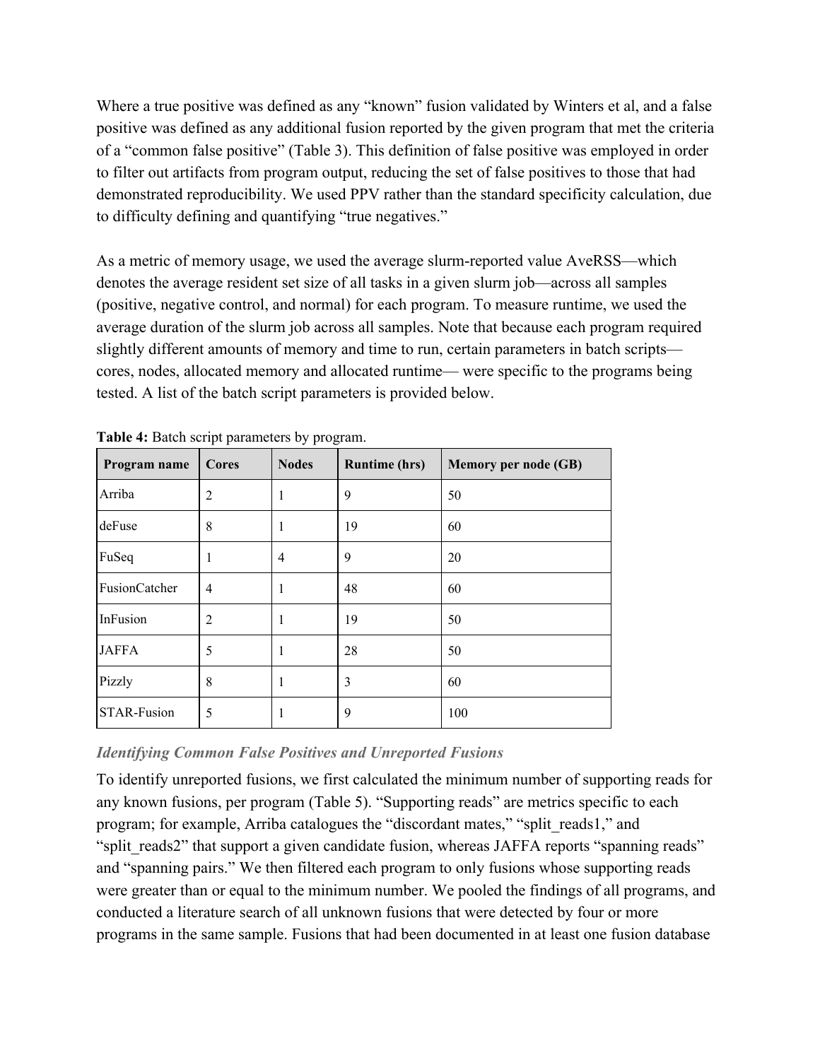Where a true positive was defined as any "known" fusion validated by Winters et al, and a false positive was defined as any additional fusion reported by the given program that met the criteria of a "common false positive" (Table 3). This definition of false positive was employed in order to filter out artifacts from program output, reducing the set of false positives to those that had demonstrated reproducibility. We used PPV rather than the standard specificity calculation, due to difficulty defining and quantifying "true negatives."

As a metric of memory usage, we used the average slurm-reported value AveRSS—which denotes the average resident set size of all tasks in a given slurm job—across all samples (positive, negative control, and normal) for each program. To measure runtime, we used the average duration of the slurm job across all samples. Note that because each program required slightly different amounts of memory and time to run, certain parameters in batch scripts—cores, nodes, allocated memory and allocated runtime— were specific to the programs being tested. A list of the batch script parameters is provided below.

**Table 4:** Batch script parameters by program.

| Program name | Cores | Nodes | Runtime (hrs) | Memory per node (GB) |
|---|---|---|---|---|
| Arriba | 2 | 1 | 9 | 50 |
| deFuse | 8 | 1 | 19 | 60 |
| FuSeq | 1 | 4 | 9 | 20 |
| FusionCatcher | 4 | 1 | 48 | 60 |
| InFusion | 2 | 1 | 19 | 50 |
| JAFFA | 5 | 1 | 28 | 50 |
| Pizzly | 8 | 1 | 3 | 60 |
| STAR-Fusion | 5 | 1 | 9 | 100 |

### *Identifying Common False Positives and Unreported Fusions*

To identify unreported fusions, we first calculated the minimum number of supporting reads for any known fusions, per program (Table 5). "Supporting reads" are metrics specific to each program; for example, Arriba catalogues the "discordant mates," "split_reads1," and "split_reads2" that support a given candidate fusion, whereas JAFFA reports "spanning reads" and "spanning pairs." We then filtered each program to only fusions whose supporting reads were greater than or equal to the minimum number. We pooled the findings of all programs, and conducted a literature search of all unknown fusions that were detected by four or more programs in the same sample. Fusions that had been documented in at least one fusion database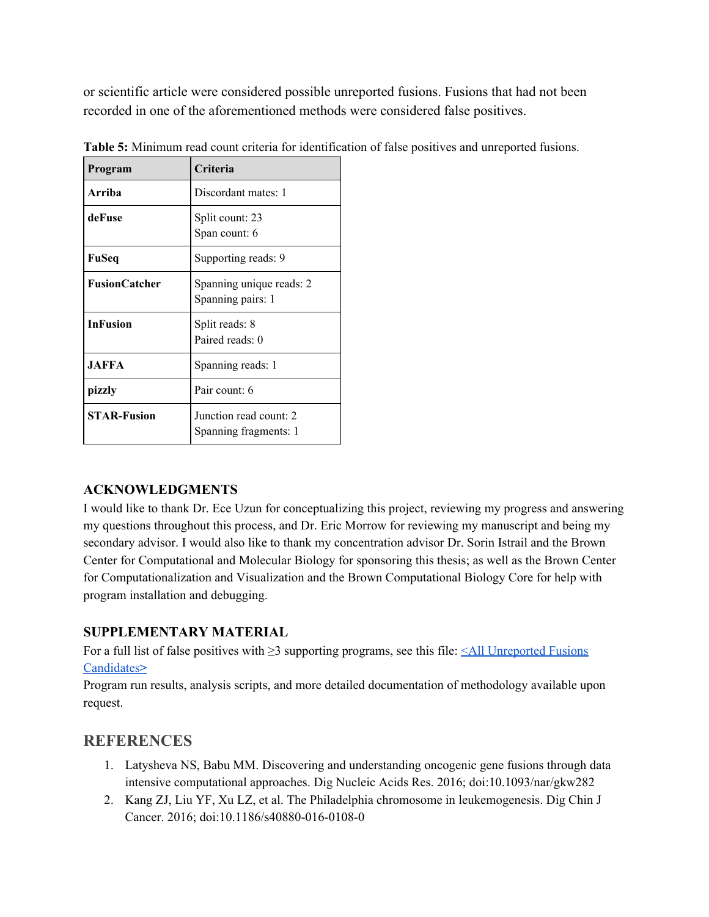or scientific article were considered possible unreported fusions. Fusions that had not been recorded in one of the aforementioned methods were considered false positives.

**Table 5:** Minimum read count criteria for identification of false positives and unreported fusions.

| Program | Criteria |
|---|---|
| **Arriba** | Discordant mates: 1 |
| **deFuse** | Split count: 23<br>Span count: 6 |
| **FuSeq** | Supporting reads: 9 |
| **FusionCatcher** | Spanning unique reads: 2<br>Spanning pairs: 1 |
| **InFusion** | Split reads: 8<br>Paired reads: 0 |
| **JAFFA** | Spanning reads: 1 |
| **pizzly** | Pair count: 6 |
| **STAR-Fusion** | Junction read count: 2<br>Spanning fragments: 1 |

## ACKNOWLEDGMENTS

I would like to thank Dr. Ece Uzun for conceptualizing this project, reviewing my progress and answering my questions throughout this process, and Dr. Eric Morrow for reviewing my manuscript and being my secondary advisor. I would also like to thank my concentration advisor Dr. Sorin Istrail and the Brown Center for Computational and Molecular Biology for sponsoring this thesis; as well as the Brown Center for Computationalization and Visualization and the Brown Computational Biology Core for help with program installation and debugging.

## SUPPLEMENTARY MATERIAL

For a full list of false positives with ≥3 supporting programs, see this file: <All Unreported Fusions Candidates>

Program run results, analysis scripts, and more detailed documentation of methodology available upon request.

## REFERENCES

1. Latysheva NS, Babu MM. Discovering and understanding oncogenic gene fusions through data intensive computational approaches. Dig Nucleic Acids Res. 2016; doi:10.1093/nar/gkw282
2. Kang ZJ, Liu YF, Xu LZ, et al. The Philadelphia chromosome in leukemogenesis. Dig Chin J Cancer. 2016; doi:10.1186/s40880-016-0108-0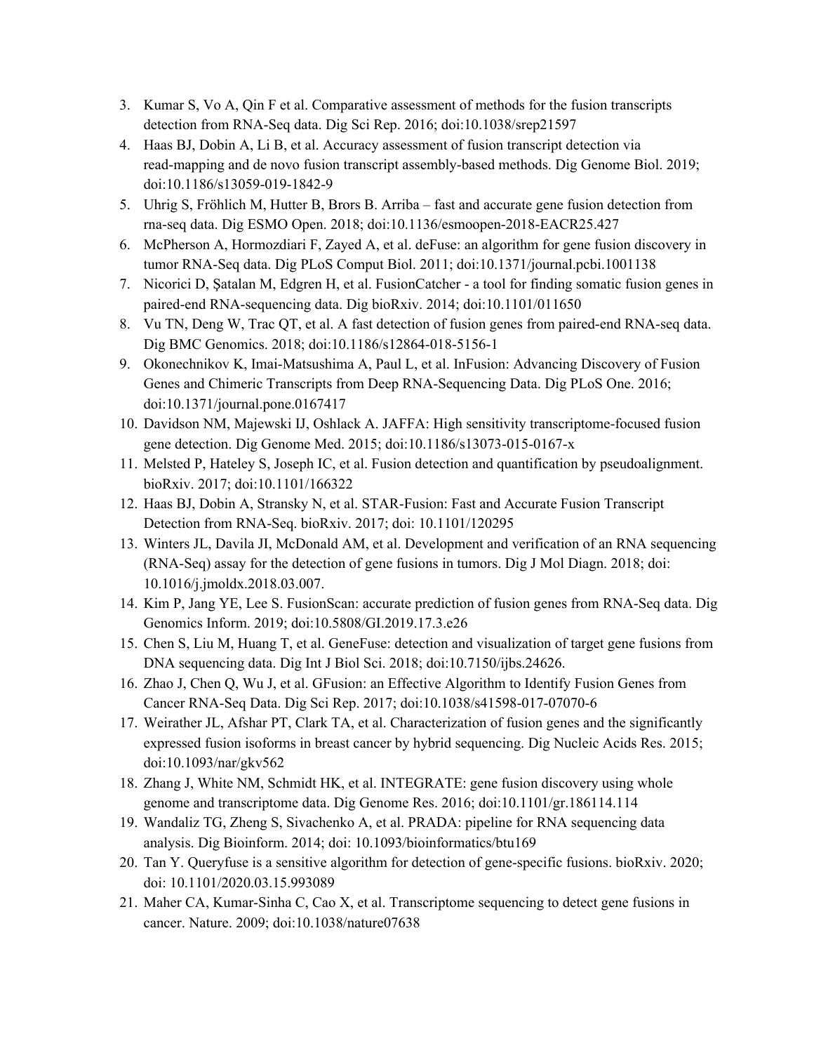3. Kumar S, Vo A, Qin F et al. Comparative assessment of methods for the fusion transcripts detection from RNA-Seq data. Dig Sci Rep. 2016; doi:10.1038/srep21597
4. Haas BJ, Dobin A, Li B, et al. Accuracy assessment of fusion transcript detection via read-mapping and de novo fusion transcript assembly-based methods. Dig Genome Biol. 2019; doi:10.1186/s13059-019-1842-9
5. Uhrig S, Fröhlich M, Hutter B, Brors B. Arriba – fast and accurate gene fusion detection from rna-seq data. Dig ESMO Open. 2018; doi:10.1136/esmoopen-2018-EACR25.427
6. McPherson A, Hormozdiari F, Zayed A, et al. deFuse: an algorithm for gene fusion discovery in tumor RNA-Seq data. Dig PLoS Comput Biol. 2011; doi:10.1371/journal.pcbi.1001138
7. Nicorici D, Şatalan M, Edgren H, et al. FusionCatcher - a tool for finding somatic fusion genes in paired-end RNA-sequencing data. Dig bioRxiv. 2014; doi:10.1101/011650
8. Vu TN, Deng W, Trac QT, et al. A fast detection of fusion genes from paired-end RNA-seq data. Dig BMC Genomics. 2018; doi:10.1186/s12864-018-5156-1
9. Okonechnikov K, Imai-Matsushima A, Paul L, et al. InFusion: Advancing Discovery of Fusion Genes and Chimeric Transcripts from Deep RNA-Sequencing Data. Dig PLoS One. 2016; doi:10.1371/journal.pone.0167417
10. Davidson NM, Majewski IJ, Oshlack A. JAFFA: High sensitivity transcriptome-focused fusion gene detection. Dig Genome Med. 2015; doi:10.1186/s13073-015-0167-x
11. Melsted P, Hateley S, Joseph IC, et al. Fusion detection and quantification by pseudoalignment. bioRxiv. 2017; doi:10.1101/166322
12. Haas BJ, Dobin A, Stransky N, et al. STAR-Fusion: Fast and Accurate Fusion Transcript Detection from RNA-Seq. bioRxiv. 2017; doi: 10.1101/120295
13. Winters JL, Davila JI, McDonald AM, et al. Development and verification of an RNA sequencing (RNA-Seq) assay for the detection of gene fusions in tumors. Dig J Mol Diagn. 2018; doi: 10.1016/j.jmoldx.2018.03.007.
14. Kim P, Jang YE, Lee S. FusionScan: accurate prediction of fusion genes from RNA-Seq data. Dig Genomics Inform. 2019; doi:10.5808/GI.2019.17.3.e26
15. Chen S, Liu M, Huang T, et al. GeneFuse: detection and visualization of target gene fusions from DNA sequencing data. Dig Int J Biol Sci. 2018; doi:10.7150/ijbs.24626.
16. Zhao J, Chen Q, Wu J, et al. GFusion: an Effective Algorithm to Identify Fusion Genes from Cancer RNA-Seq Data. Dig Sci Rep. 2017; doi:10.1038/s41598-017-07070-6
17. Weirather JL, Afshar PT, Clark TA, et al. Characterization of fusion genes and the significantly expressed fusion isoforms in breast cancer by hybrid sequencing. Dig Nucleic Acids Res. 2015; doi:10.1093/nar/gkv562
18. Zhang J, White NM, Schmidt HK, et al. INTEGRATE: gene fusion discovery using whole genome and transcriptome data. Dig Genome Res. 2016; doi:10.1101/gr.186114.114
19. Wandaliz TG, Zheng S, Sivachenko A, et al. PRADA: pipeline for RNA sequencing data analysis. Dig Bioinform. 2014; doi: 10.1093/bioinformatics/btu169
20. Tan Y. Queryfuse is a sensitive algorithm for detection of gene-specific fusions. bioRxiv. 2020; doi: 10.1101/2020.03.15.993089
21. Maher CA, Kumar-Sinha C, Cao X, et al. Transcriptome sequencing to detect gene fusions in cancer. Nature. 2009; doi:10.1038/nature07638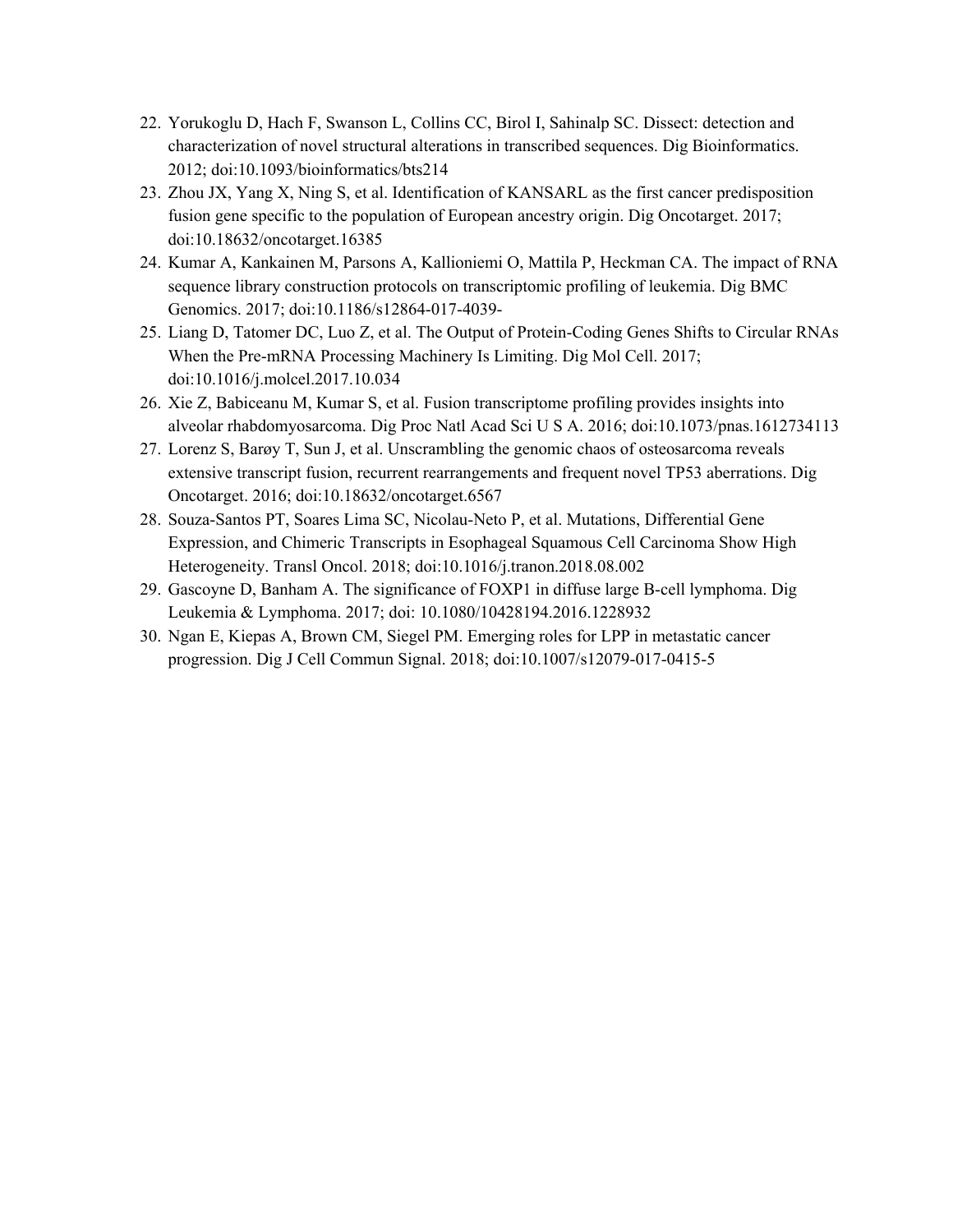22. Yorukoglu D, Hach F, Swanson L, Collins CC, Birol I, Sahinalp SC. Dissect: detection and characterization of novel structural alterations in transcribed sequences. Dig Bioinformatics. 2012; doi:10.1093/bioinformatics/bts214
23. Zhou JX, Yang X, Ning S, et al. Identification of KANSARL as the first cancer predisposition fusion gene specific to the population of European ancestry origin. Dig Oncotarget. 2017; doi:10.18632/oncotarget.16385
24. Kumar A, Kankainen M, Parsons A, Kallioniemi O, Mattila P, Heckman CA. The impact of RNA sequence library construction protocols on transcriptomic profiling of leukemia. Dig BMC Genomics. 2017; doi:10.1186/s12864-017-4039-
25. Liang D, Tatomer DC, Luo Z, et al. The Output of Protein-Coding Genes Shifts to Circular RNAs When the Pre-mRNA Processing Machinery Is Limiting. Dig Mol Cell. 2017; doi:10.1016/j.molcel.2017.10.034
26. Xie Z, Babiceanu M, Kumar S, et al. Fusion transcriptome profiling provides insights into alveolar rhabdomyosarcoma. Dig Proc Natl Acad Sci U S A. 2016; doi:10.1073/pnas.1612734113
27. Lorenz S, Barøy T, Sun J, et al. Unscrambling the genomic chaos of osteosarcoma reveals extensive transcript fusion, recurrent rearrangements and frequent novel TP53 aberrations. Dig Oncotarget. 2016; doi:10.18632/oncotarget.6567
28. Souza-Santos PT, Soares Lima SC, Nicolau-Neto P, et al. Mutations, Differential Gene Expression, and Chimeric Transcripts in Esophageal Squamous Cell Carcinoma Show High Heterogeneity. Transl Oncol. 2018; doi:10.1016/j.tranon.2018.08.002
29. Gascoyne D, Banham A. The significance of FOXP1 in diffuse large B-cell lymphoma. Dig Leukemia & Lymphoma. 2017; doi: 10.1080/10428194.2016.1228932
30. Ngan E, Kiepas A, Brown CM, Siegel PM. Emerging roles for LPP in metastatic cancer progression. Dig J Cell Commun Signal. 2018; doi:10.1007/s12079-017-0415-5